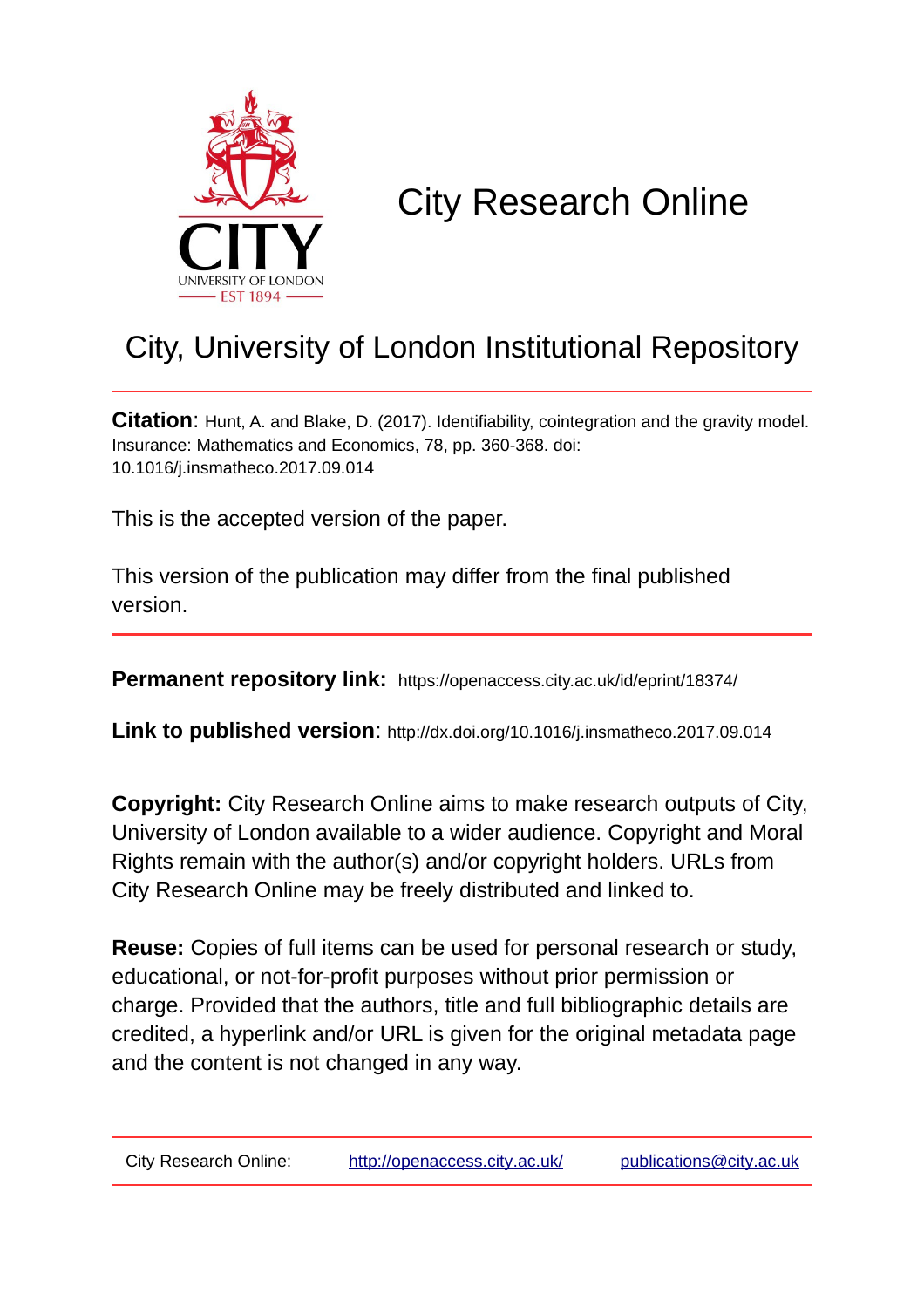# City Research Online

## City, University of London Institutional Repository

**Citation**: Hunt, A. and Blake, D. (2017). Identifiability, cointegration and the gravity model. Insurance: Mathematics and Economics, 78, pp. 360-368. doi: 10.1016/j.insmatheco.2017.09.014

This is the accepted version of the paper.

This version of the publication may differ from the final published version.

**Permanent repository link:** https://openaccess.city.ac.uk/id/eprint/18374/

**Link to published version**: http://dx.doi.org/10.1016/j.insmatheco.2017.09.014

**Copyright:** City Research Online aims to make research outputs of City, University of London available to a wider audience. Copyright and Moral Rights remain with the author(s) and/or copyright holders. URLs from City Research Online may be freely distributed and linked to.

**Reuse:** Copies of full items can be used for personal research or study, educational, or not-for-profit purposes without prior permission or charge. Provided that the authors, title and full bibliographic details are credited, a hyperlink and/or URL is given for the original metadata page and the content is not changed in any way.

City Research Online: http://openaccess.city.ac.uk/ publications@city.ac.uk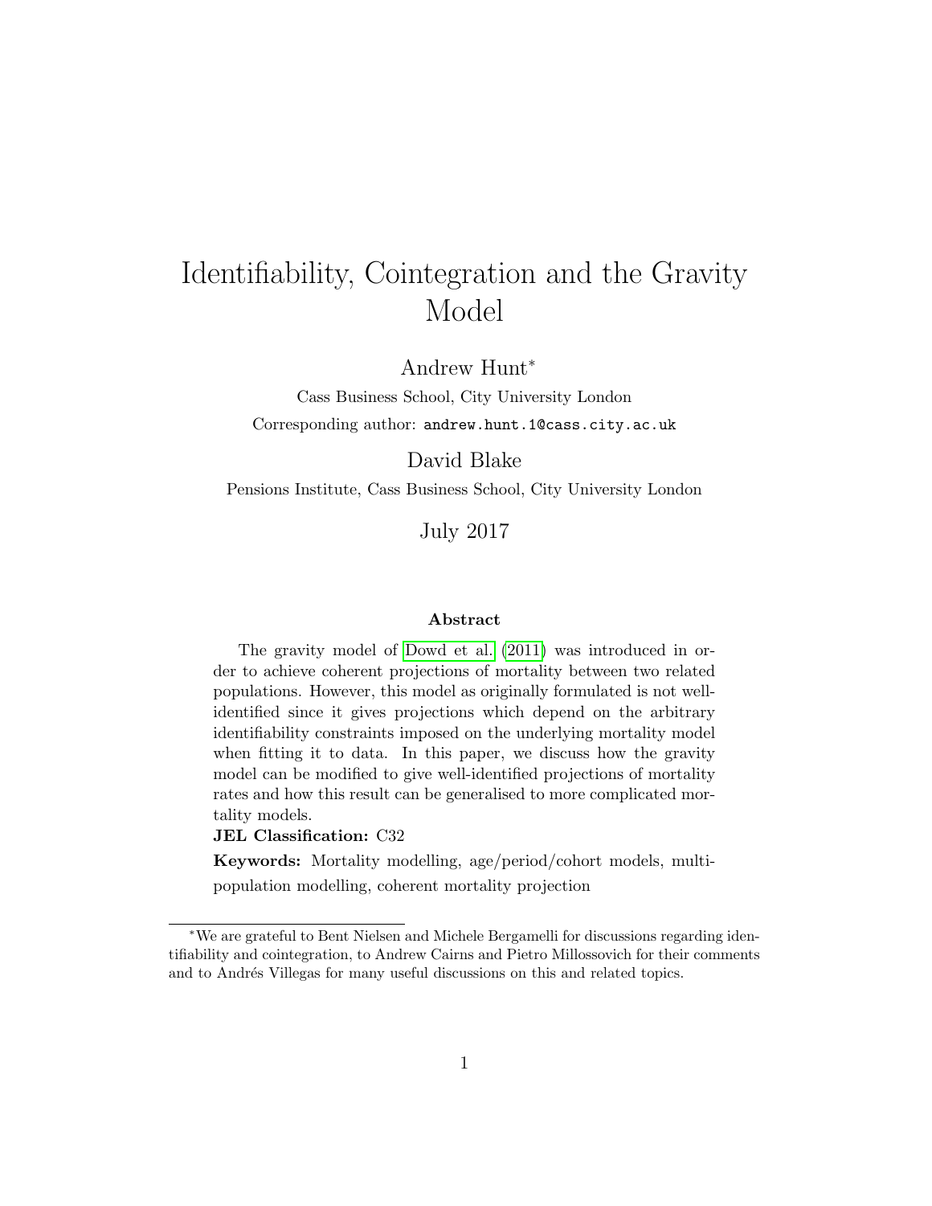# Identifiability, Cointegration and the Gravity Model

Andrew Hunt*

Cass Business School, City University London

Corresponding author: `andrew.hunt.1@cass.city.ac.uk`

David Blake

Pensions Institute, Cass Business School, City University London

July 2017

**Abstract**

The gravity model of Dowd et al. (2011) was introduced in order to achieve coherent projections of mortality between two related populations. However, this model as originally formulated is not well-identified since it gives projections which depend on the arbitrary identifiability constraints imposed on the underlying mortality model when fitting it to data. In this paper, we discuss how the gravity model can be modified to give well-identified projections of mortality rates and how this result can be generalised to more complicated mortality models.

**JEL Classification:** C32

**Keywords:** Mortality modelling, age/period/cohort models, multi-population modelling, coherent mortality projection

---

*We are grateful to Bent Nielsen and Michele Bergamelli for discussions regarding identifiability and cointegration, to Andrew Cairns and Pietro Millossovich for their comments and to Andrés Villegas for many useful discussions on this and related topics.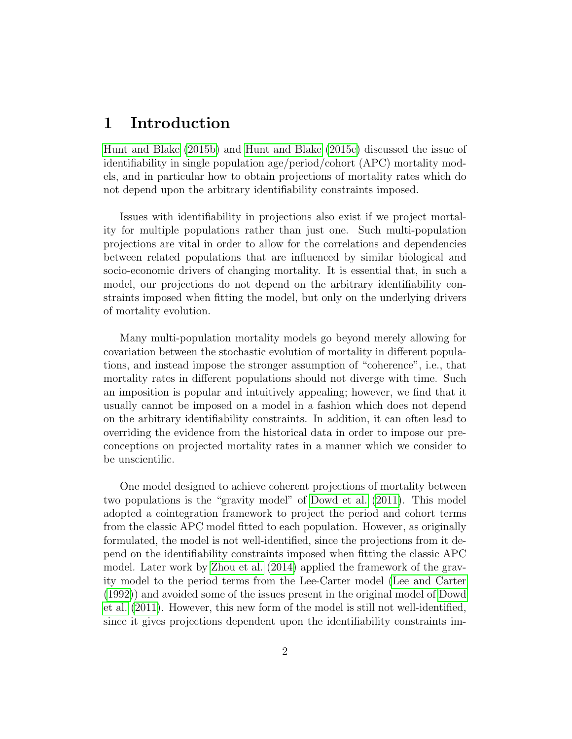# 1 Introduction

Hunt and Blake (2015b) and Hunt and Blake (2015c) discussed the issue of identifiability in single population age/period/cohort (APC) mortality models, and in particular how to obtain projections of mortality rates which do not depend upon the arbitrary identifiability constraints imposed.

Issues with identifiability in projections also exist if we project mortality for multiple populations rather than just one. Such multi-population projections are vital in order to allow for the correlations and dependencies between related populations that are influenced by similar biological and socio-economic drivers of changing mortality. It is essential that, in such a model, our projections do not depend on the arbitrary identifiability constraints imposed when fitting the model, but only on the underlying drivers of mortality evolution.

Many multi-population mortality models go beyond merely allowing for covariation between the stochastic evolution of mortality in different populations, and instead impose the stronger assumption of "coherence", i.e., that mortality rates in different populations should not diverge with time. Such an imposition is popular and intuitively appealing; however, we find that it usually cannot be imposed on a model in a fashion which does not depend on the arbitrary identifiability constraints. In addition, it can often lead to overriding the evidence from the historical data in order to impose our preconceptions on projected mortality rates in a manner which we consider to be unscientific.

One model designed to achieve coherent projections of mortality between two populations is the "gravity model" of Dowd et al. (2011). This model adopted a cointegration framework to project the period and cohort terms from the classic APC model fitted to each population. However, as originally formulated, the model is not well-identified, since the projections from it depend on the identifiability constraints imposed when fitting the classic APC model. Later work by Zhou et al. (2014) applied the framework of the gravity model to the period terms from the Lee-Carter model (Lee and Carter (1992)) and avoided some of the issues present in the original model of Dowd et al. (2011). However, this new form of the model is still not well-identified, since it gives projections dependent upon the identifiability constraints im-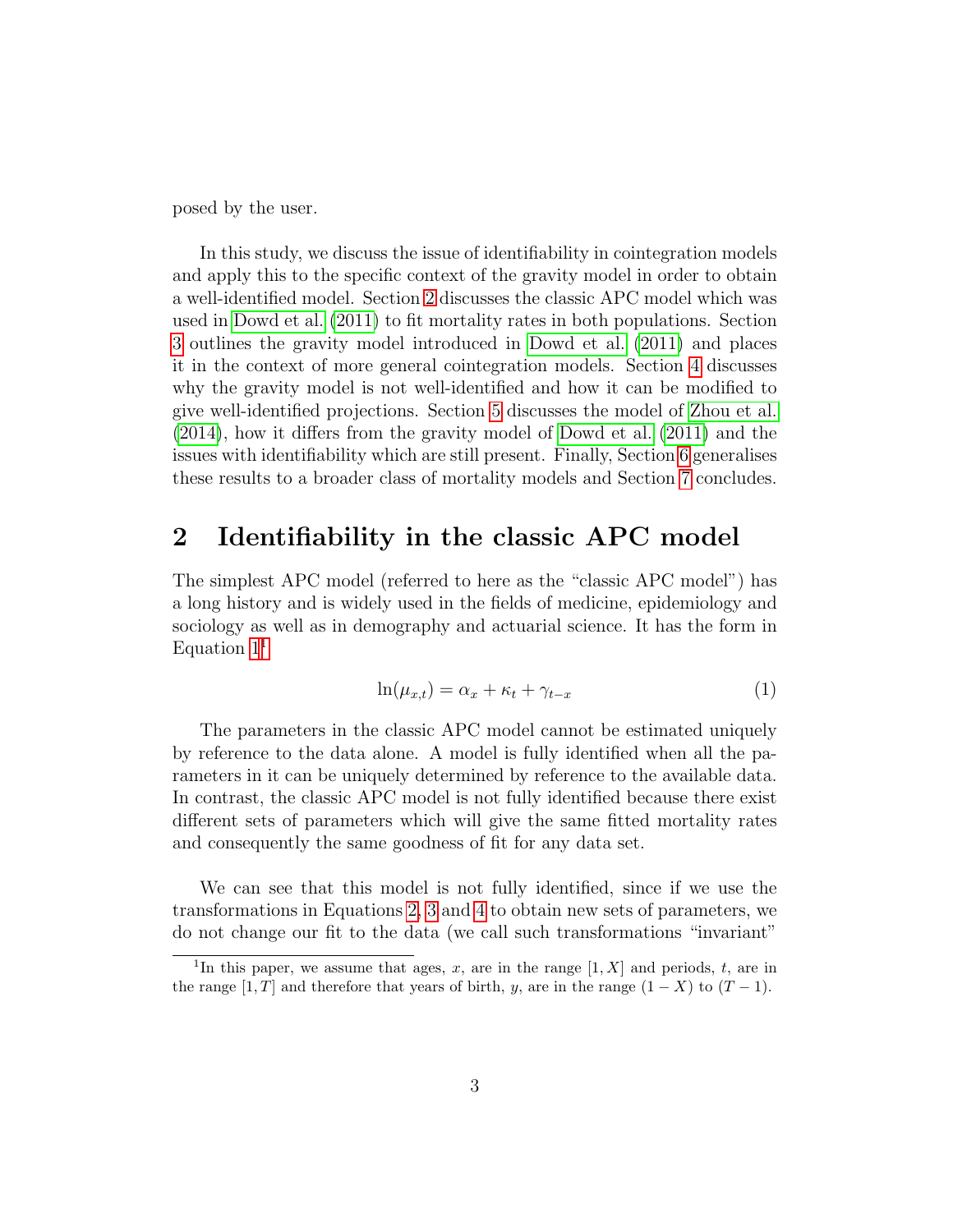posed by the user.

In this study, we discuss the issue of identifiability in cointegration models and apply this to the specific context of the gravity model in order to obtain a well-identified model. Section 2 discusses the classic APC model which was used in Dowd et al. (2011) to fit mortality rates in both populations. Section 3 outlines the gravity model introduced in Dowd et al. (2011) and places it in the context of more general cointegration models. Section 4 discusses why the gravity model is not well-identified and how it can be modified to give well-identified projections. Section 5 discusses the model of Zhou et al. (2014), how it differs from the gravity model of Dowd et al. (2011) and the issues with identifiability which are still present. Finally, Section 6 generalises these results to a broader class of mortality models and Section 7 concludes.

## 2 Identifiability in the classic APC model

The simplest APC model (referred to here as the "classic APC model") has a long history and is widely used in the fields of medicine, epidemiology and sociology as well as in demography and actuarial science. It has the form in Equation 1[1]

$$\ln(\mu_{x,t}) = \alpha_x + \kappa_t + \gamma_{t-x} \tag{1}$$

The parameters in the classic APC model cannot be estimated uniquely by reference to the data alone. A model is fully identified when all the parameters in it can be uniquely determined by reference to the available data. In contrast, the classic APC model is not fully identified because there exist different sets of parameters which will give the same fitted mortality rates and consequently the same goodness of fit for any data set.

We can see that this model is not fully identified, since if we use the transformations in Equations 2, 3 and 4 to obtain new sets of parameters, we do not change our fit to the data (we call such transformations "invariant"

[1] In this paper, we assume that ages, $x$, are in the range $[1, X]$ and periods, $t$, are in the range $[1, T]$ and therefore that years of birth, $y$, are in the range $(1 - X)$ to $(T - 1)$.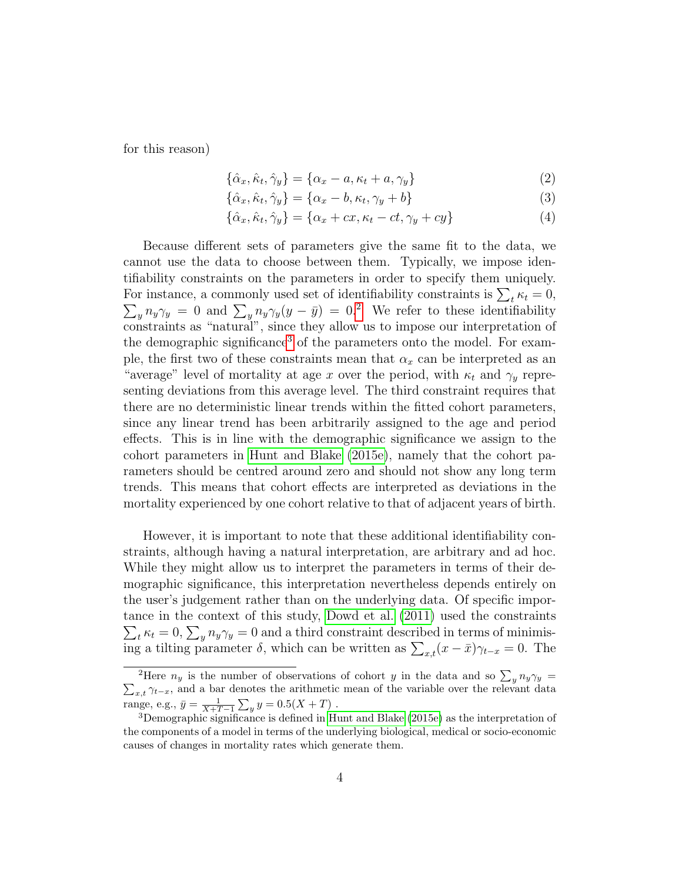for this reason)

$$\{\hat{\alpha}_x, \hat{\kappa}_t, \hat{\gamma}_y\} = \{\alpha_x - a, \kappa_t + a, \gamma_y\} \tag{2}$$

$$\{\hat{\alpha}_x, \hat{\kappa}_t, \hat{\gamma}_y\} = \{\alpha_x - b, \kappa_t, \gamma_y + b\} \tag{3}$$

$$\{\hat{\alpha}_x, \hat{\kappa}_t, \hat{\gamma}_y\} = \{\alpha_x + cx, \kappa_t - ct, \gamma_y + cy\} \tag{4}$$

Because different sets of parameters give the same fit to the data, we cannot use the data to choose between them. Typically, we impose identifiability constraints on the parameters in order to specify them uniquely. For instance, a commonly used set of identifiability constraints is $\sum_t \kappa_t = 0$, $\sum_y n_y \gamma_y = 0$ and $\sum_y n_y \gamma_y (y - \bar{y}) = 0$.[2] We refer to these identifiability constraints as "natural", since they allow us to impose our interpretation of the demographic significance[3] of the parameters onto the model. For example, the first two of these constraints mean that $\alpha_x$ can be interpreted as an "average" level of mortality at age $x$ over the period, with $\kappa_t$ and $\gamma_y$ representing deviations from this average level. The third constraint requires that there are no deterministic linear trends within the fitted cohort parameters, since any linear trend has been arbitrarily assigned to the age and period effects. This is in line with the demographic significance we assign to the cohort parameters in Hunt and Blake (2015e), namely that the cohort parameters should be centred around zero and should not show any long term trends. This means that cohort effects are interpreted as deviations in the mortality experienced by one cohort relative to that of adjacent years of birth.

However, it is important to note that these additional identifiability constraints, although having a natural interpretation, are arbitrary and ad hoc. While they might allow us to interpret the parameters in terms of their demographic significance, this interpretation nevertheless depends entirely on the user's judgement rather than on the underlying data. Of specific importance in the context of this study, Dowd et al. (2011) used the constraints $\sum_t \kappa_t = 0$, $\sum_y n_y \gamma_y = 0$ and a third constraint described in terms of minimising a tilting parameter $\delta$, which can be written as $\sum_{x,t} (x - \bar{x}) \gamma_{t-x} = 0$. The

[2] Here $n_y$ is the number of observations of cohort $y$ in the data and so $\sum_y n_y \gamma_y = \sum_{x,t} \gamma_{t-x}$, and a bar denotes the arithmetic mean of the variable over the relevant data range, e.g., $\bar{y} = \frac{1}{X+T-1} \sum_y y = 0.5(X + T)$ .

[3] Demographic significance is defined in Hunt and Blake (2015e) as the interpretation of the components of a model in terms of the underlying biological, medical or socio-economic causes of changes in mortality rates which generate them.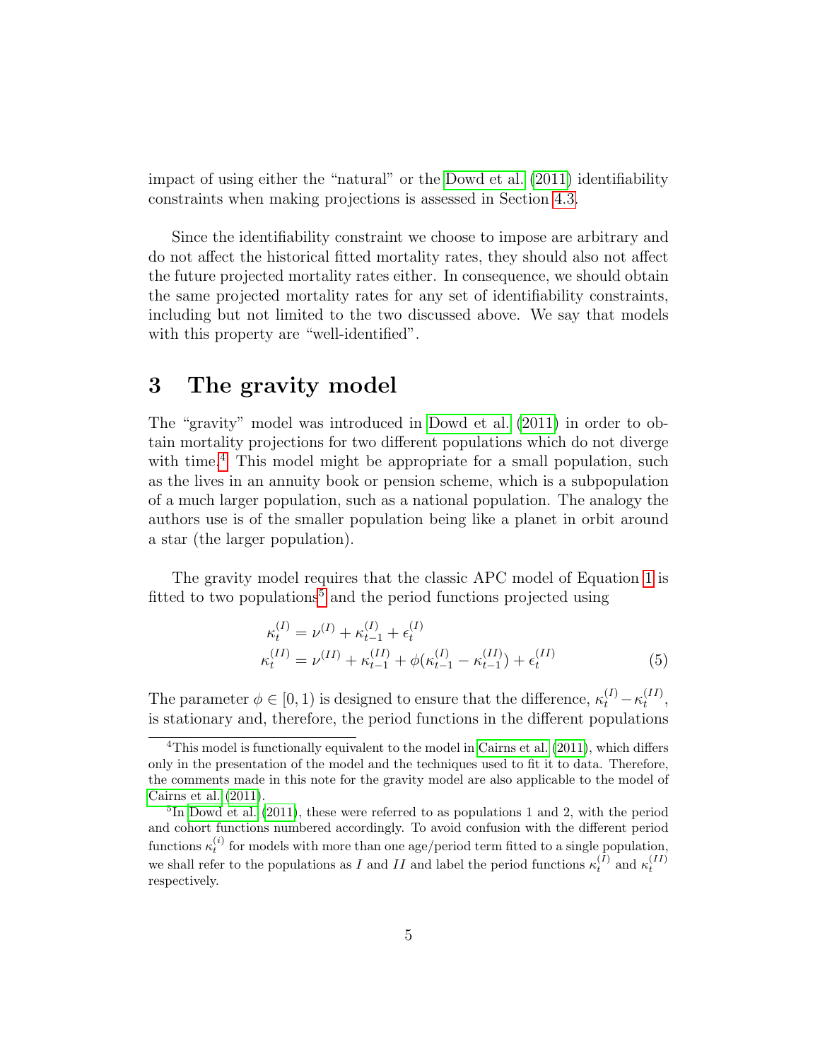impact of using either the "natural" or the Dowd et al. (2011) identifiability constraints when making projections is assessed in Section 4.3.

Since the identifiability constraint we choose to impose are arbitrary and do not affect the historical fitted mortality rates, they should also not affect the future projected mortality rates either. In consequence, we should obtain the same projected mortality rates for any set of identifiability constraints, including but not limited to the two discussed above. We say that models with this property are "well-identified".

# 3 The gravity model

The "gravity" model was introduced in Dowd et al. (2011) in order to obtain mortality projections for two different populations which do not diverge with time.[4] This model might be appropriate for a small population, such as the lives in an annuity book or pension scheme, which is a subpopulation of a much larger population, such as a national population. The analogy the authors use is of the smaller population being like a planet in orbit around a star (the larger population).

The gravity model requires that the classic APC model of Equation 1 is fitted to two populations[5] and the period functions projected using

$$
\begin{aligned}
\kappa_t^{(I)} &= \nu^{(I)} + \kappa_{t-1}^{(I)} + \epsilon_t^{(I)} \\
\kappa_t^{(II)} &= \nu^{(II)} + \kappa_{t-1}^{(II)} + \phi(\kappa_{t-1}^{(I)} - \kappa_{t-1}^{(II)}) + \epsilon_t^{(II)}
\end{aligned}
\tag{5}
$$

The parameter $\phi \in [0, 1)$ is designed to ensure that the difference, $\kappa_t^{(I)} - \kappa_t^{(II)}$, is stationary and, therefore, the period functions in the different populations

---

[4] This model is functionally equivalent to the model in Cairns et al. (2011), which differs only in the presentation of the model and the techniques used to fit it to data. Therefore, the comments made in this note for the gravity model are also applicable to the model of Cairns et al. (2011).

[5] In Dowd et al. (2011), these were referred to as populations 1 and 2, with the period and cohort functions numbered accordingly. To avoid confusion with the different period functions $\kappa_t^{(i)}$ for models with more than one age/period term fitted to a single population, we shall refer to the populations as $I$ and $II$ and label the period functions $\kappa_t^{(I)}$ and $\kappa_t^{(II)}$ respectively.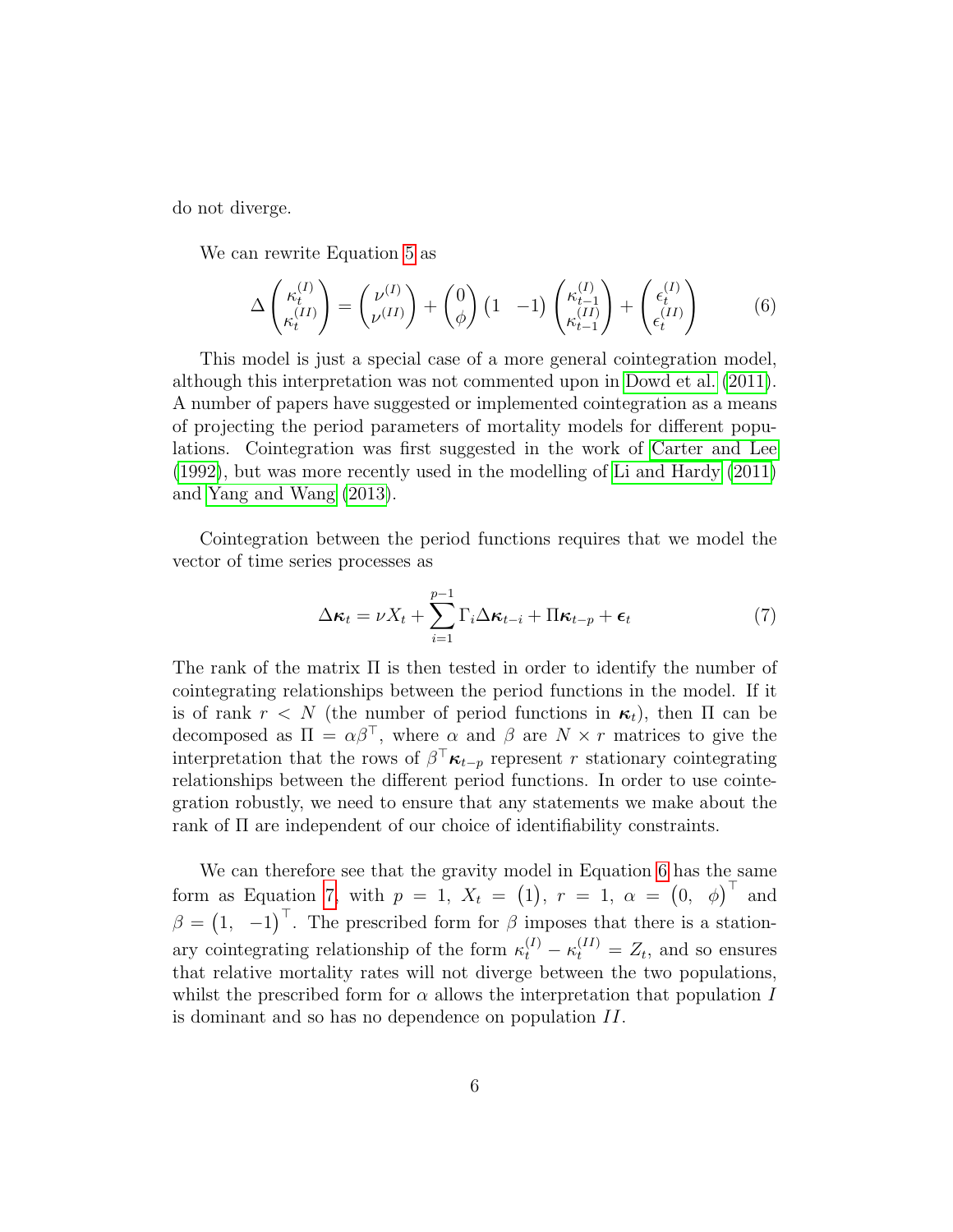do not diverge.

We can rewrite Equation 5 as

$$\Delta \begin{pmatrix} \kappa_t^{(I)} \\ \kappa_t^{(II)} \end{pmatrix} = \begin{pmatrix} \nu^{(I)} \\ \nu^{(II)} \end{pmatrix} + \begin{pmatrix} 0 \\ \phi \end{pmatrix} \begin{pmatrix} 1 & -1 \end{pmatrix} \begin{pmatrix} \kappa_{t-1}^{(I)} \\ \kappa_{t-1}^{(II)} \end{pmatrix} + \begin{pmatrix} \epsilon_t^{(I)} \\ \epsilon_t^{(II)} \end{pmatrix} \tag{6}$$

This model is just a special case of a more general cointegration model, although this interpretation was not commented upon in Dowd et al. (2011). A number of papers have suggested or implemented cointegration as a means of projecting the period parameters of mortality models for different populations. Cointegration was first suggested in the work of Carter and Lee (1992), but was more recently used in the modelling of Li and Hardy (2011) and Yang and Wang (2013).

Cointegration between the period functions requires that we model the vector of time series processes as

$$\Delta \boldsymbol{\kappa}_t = \nu X_t + \sum_{i=1}^{p-1} \Gamma_i \Delta \boldsymbol{\kappa}_{t-i} + \Pi \boldsymbol{\kappa}_{t-p} + \boldsymbol{\epsilon}_t \tag{7}$$

The rank of the matrix $\Pi$ is then tested in order to identify the number of cointegrating relationships between the period functions in the model. If it is of rank $r < N$ (the number of period functions in $\boldsymbol{\kappa}_t$), then $\Pi$ can be decomposed as $\Pi = \alpha\beta^\top$, where $\alpha$ and $\beta$ are $N \times r$ matrices to give the interpretation that the rows of $\beta^\top \boldsymbol{\kappa}_{t-p}$ represent $r$ stationary cointegrating relationships between the different period functions. In order to use cointegration robustly, we need to ensure that any statements we make about the rank of $\Pi$ are independent of our choice of identifiability constraints.

We can therefore see that the gravity model in Equation 6 has the same form as Equation 7, with $p = 1$, $X_t = \begin{pmatrix} 1 \end{pmatrix}$, $r = 1$, $\alpha = \begin{pmatrix} 0, & \phi \end{pmatrix}^\top$ and $\beta = \begin{pmatrix} 1, & -1 \end{pmatrix}^\top$. The prescribed form for $\beta$ imposes that there is a stationary cointegrating relationship of the form $\kappa_t^{(I)} - \kappa_t^{(II)} = Z_t$, and so ensures that relative mortality rates will not diverge between the two populations, whilst the prescribed form for $\alpha$ allows the interpretation that population $I$ is dominant and so has no dependence on population $II$.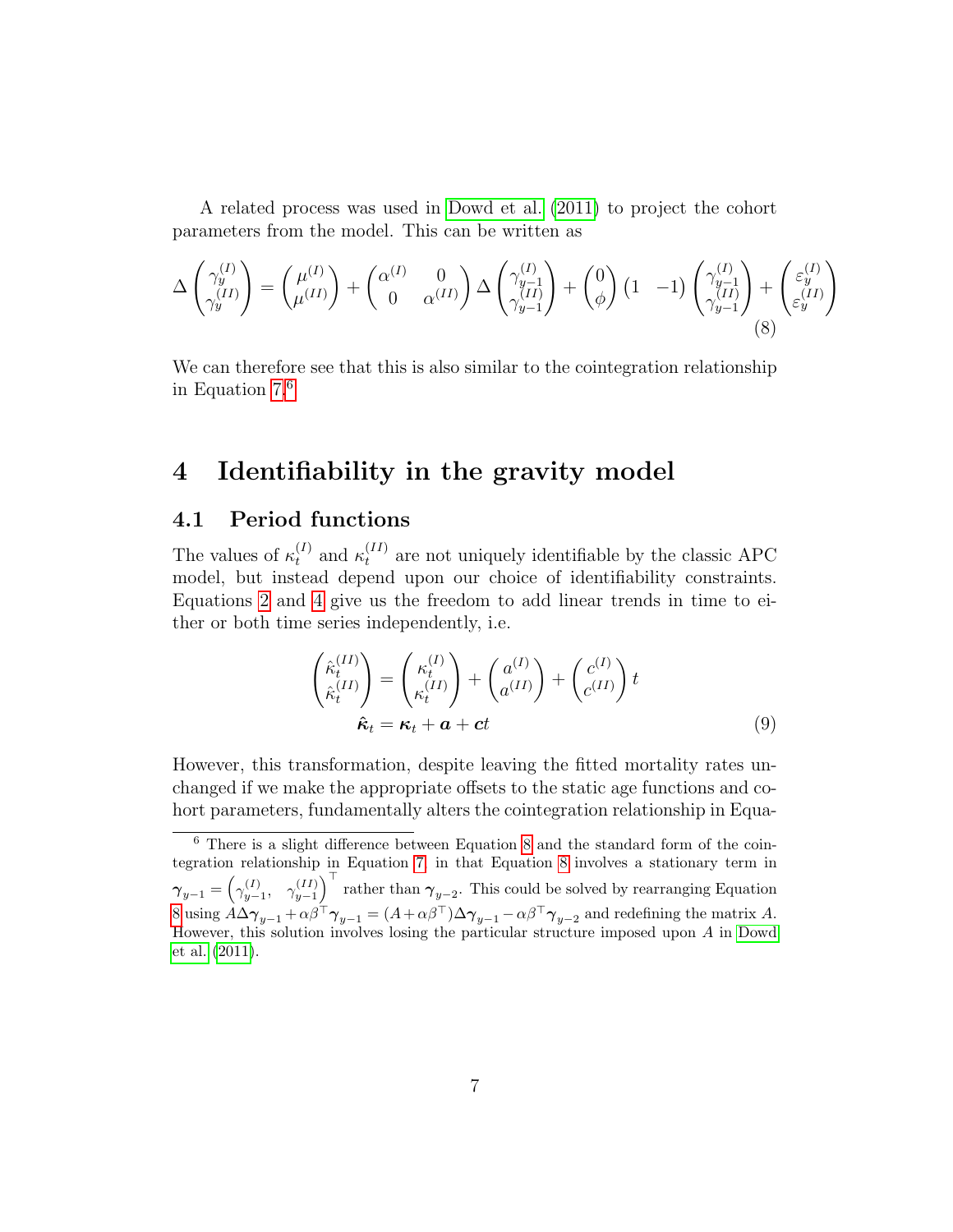A related process was used in Dowd et al. (2011) to project the cohort parameters from the model. This can be written as

$$\Delta \begin{pmatrix} \gamma_y^{(I)} \\ \gamma_y^{(II)} \end{pmatrix} = \begin{pmatrix} \mu^{(I)} \\ \mu^{(II)} \end{pmatrix} + \begin{pmatrix} \alpha^{(I)} & 0 \\ 0 & \alpha^{(II)} \end{pmatrix} \Delta \begin{pmatrix} \gamma_{y-1}^{(I)} \\ \gamma_{y-1}^{(II)} \end{pmatrix} + \begin{pmatrix} 0 \\ \phi \end{pmatrix} \begin{pmatrix} 1 & -1 \end{pmatrix} \begin{pmatrix} \gamma_{y-1}^{(I)} \\ \gamma_{y-1}^{(II)} \end{pmatrix} + \begin{pmatrix} \varepsilon_y^{(I)} \\ \varepsilon_y^{(II)} \end{pmatrix} \tag{8}$$

We can therefore see that this is also similar to the cointegration relationship in Equation 7.[6]

# 4 Identifiability in the gravity model

## 4.1 Period functions

The values of $\kappa_t^{(I)}$ and $\kappa_t^{(II)}$ are not uniquely identifiable by the classic APC model, but instead depend upon our choice of identifiability constraints. Equations 2 and 4 give us the freedom to add linear trends in time to either or both time series independently, i.e.

$$\begin{pmatrix} \hat{\kappa}_t^{(II)} \\ \hat{\kappa}_t^{(II)} \end{pmatrix} = \begin{pmatrix} \kappa_t^{(I)} \\ \kappa_t^{(II)} \end{pmatrix} + \begin{pmatrix} a^{(I)} \\ a^{(II)} \end{pmatrix} + \begin{pmatrix} c^{(I)} \\ c^{(II)} \end{pmatrix} t$$
$$\hat{\boldsymbol{\kappa}}_t = \boldsymbol{\kappa}_t + \boldsymbol{a} + \boldsymbol{c}t \tag{9}$$

However, this transformation, despite leaving the fitted mortality rates unchanged if we make the appropriate offsets to the static age functions and cohort parameters, fundamentally alters the cointegration relationship in Equa-

[6] There is a slight difference between Equation 8 and the standard form of the cointegration relationship in Equation 7, in that Equation 8 involves a stationary term in $\boldsymbol{\gamma}_{y-1} = \begin{pmatrix} \gamma_{y-1}^{(I)}, & \gamma_{y-1}^{(II)} \end{pmatrix}^\top$ rather than $\boldsymbol{\gamma}_{y-2}$. This could be solved by rearranging Equation 8 using $A\Delta\boldsymbol{\gamma}_{y-1} + \alpha\beta^\top\boldsymbol{\gamma}_{y-1} = (A + \alpha\beta^\top)\Delta\boldsymbol{\gamma}_{y-1} - \alpha\beta^\top\boldsymbol{\gamma}_{y-2}$ and redefining the matrix $A$. However, this solution involves losing the particular structure imposed upon $A$ in Dowd et al. (2011).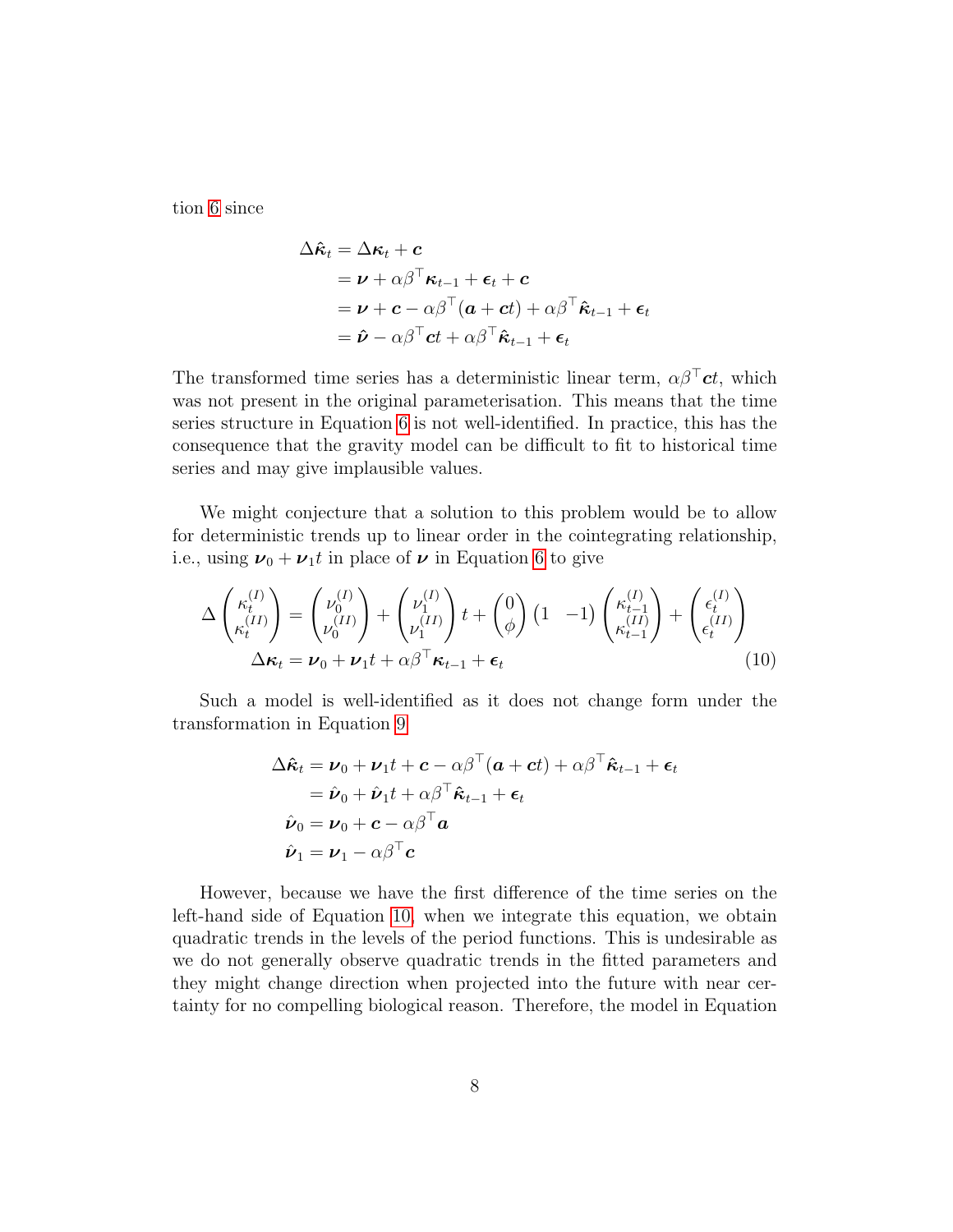tion 6 since

$$
\begin{aligned}
\Delta \hat{\boldsymbol{\kappa}}_t &= \Delta \boldsymbol{\kappa}_t + \boldsymbol{c} \\
&= \boldsymbol{\nu} + \alpha\beta^\top \boldsymbol{\kappa}_{t-1} + \boldsymbol{\epsilon}_t + \boldsymbol{c} \\
&= \boldsymbol{\nu} + \boldsymbol{c} - \alpha\beta^\top(\boldsymbol{a} + \boldsymbol{c}t) + \alpha\beta^\top \hat{\boldsymbol{\kappa}}_{t-1} + \boldsymbol{\epsilon}_t \\
&= \hat{\boldsymbol{\nu}} - \alpha\beta^\top \boldsymbol{c}t + \alpha\beta^\top \hat{\boldsymbol{\kappa}}_{t-1} + \boldsymbol{\epsilon}_t
\end{aligned}
$$

The transformed time series has a deterministic linear term, $\alpha\beta^\top \boldsymbol{c}t$, which was not present in the original parameterisation. This means that the time series structure in Equation 6 is not well-identified. In practice, this has the consequence that the gravity model can be difficult to fit to historical time series and may give implausible values.

We might conjecture that a solution to this problem would be to allow for deterministic trends up to linear order in the cointegrating relationship, i.e., using $\boldsymbol{\nu}_0 + \boldsymbol{\nu}_1 t$ in place of $\boldsymbol{\nu}$ in Equation 6 to give

$$
\begin{aligned}
\Delta \begin{pmatrix} \kappa_t^{(I)} \\ \kappa_t^{(II)} \end{pmatrix} &= \begin{pmatrix} \nu_0^{(I)} \\ \nu_0^{(II)} \end{pmatrix} + \begin{pmatrix} \nu_1^{(I)} \\ \nu_1^{(II)} \end{pmatrix} t + \begin{pmatrix} 0 \\ \phi \end{pmatrix} \begin{pmatrix} 1 & -1 \end{pmatrix} \begin{pmatrix} \kappa_{t-1}^{(I)} \\ \kappa_{t-1}^{(II)} \end{pmatrix} + \begin{pmatrix} \epsilon_t^{(I)} \\ \epsilon_t^{(II)} \end{pmatrix} \\
\Delta \boldsymbol{\kappa}_t &= \boldsymbol{\nu}_0 + \boldsymbol{\nu}_1 t + \alpha\beta^\top \boldsymbol{\kappa}_{t-1} + \boldsymbol{\epsilon}_t
\end{aligned}
\tag{10}
$$

Such a model is well-identified as it does not change form under the transformation in Equation 9

$$
\begin{aligned}
\Delta \hat{\boldsymbol{\kappa}}_t &= \boldsymbol{\nu}_0 + \boldsymbol{\nu}_1 t + \boldsymbol{c} - \alpha\beta^\top(\boldsymbol{a} + \boldsymbol{c}t) + \alpha\beta^\top \hat{\boldsymbol{\kappa}}_{t-1} + \boldsymbol{\epsilon}_t \\
&= \hat{\boldsymbol{\nu}}_0 + \hat{\boldsymbol{\nu}}_1 t + \alpha\beta^\top \hat{\boldsymbol{\kappa}}_{t-1} + \boldsymbol{\epsilon}_t \\
\hat{\boldsymbol{\nu}}_0 &= \boldsymbol{\nu}_0 + \boldsymbol{c} - \alpha\beta^\top \boldsymbol{a} \\
\hat{\boldsymbol{\nu}}_1 &= \boldsymbol{\nu}_1 - \alpha\beta^\top \boldsymbol{c}
\end{aligned}
$$

However, because we have the first difference of the time series on the left-hand side of Equation 10, when we integrate this equation, we obtain quadratic trends in the levels of the period functions. This is undesirable as we do not generally observe quadratic trends in the fitted parameters and they might change direction when projected into the future with near certainty for no compelling biological reason. Therefore, the model in Equation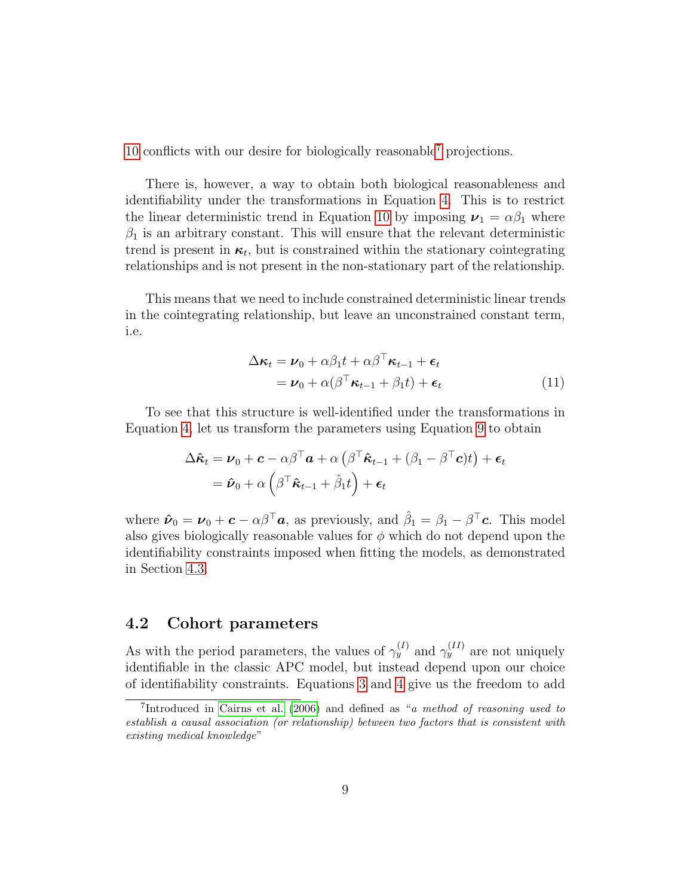10 conflicts with our desire for biologically reasonable[7] projections.

There is, however, a way to obtain both biological reasonableness and identifiability under the transformations in Equation 4. This is to restrict the linear deterministic trend in Equation 10 by imposing $\boldsymbol{\nu}_1 = \alpha\beta_1$ where $\beta_1$ is an arbitrary constant. This will ensure that the relevant deterministic trend is present in $\boldsymbol{\kappa}_t$, but is constrained within the stationary cointegrating relationships and is not present in the non-stationary part of the relationship.

This means that we need to include constrained deterministic linear trends in the cointegrating relationship, but leave an unconstrained constant term, i.e.

$$\begin{aligned}
\Delta\boldsymbol{\kappa}_t &= \boldsymbol{\nu}_0 + \alpha\beta_1 t + \alpha\beta^\top \boldsymbol{\kappa}_{t-1} + \boldsymbol{\epsilon}_t \\
&= \boldsymbol{\nu}_0 + \alpha(\beta^\top \boldsymbol{\kappa}_{t-1} + \beta_1 t) + \boldsymbol{\epsilon}_t
\end{aligned} \tag{11}$$

To see that this structure is well-identified under the transformations in Equation 4, let us transform the parameters using Equation 9 to obtain

$$\begin{aligned}
\Delta\hat{\boldsymbol{\kappa}}_t &= \boldsymbol{\nu}_0 + \boldsymbol{c} - \alpha\beta^\top \boldsymbol{a} + \alpha\left(\beta^\top \hat{\boldsymbol{\kappa}}_{t-1} + (\beta_1 - \beta^\top \boldsymbol{c})t\right) + \boldsymbol{\epsilon}_t \\
&= \hat{\boldsymbol{\nu}}_0 + \alpha\left(\beta^\top \hat{\boldsymbol{\kappa}}_{t-1} + \hat{\beta}_1 t\right) + \boldsymbol{\epsilon}_t
\end{aligned}$$

where $\hat{\boldsymbol{\nu}}_0 = \boldsymbol{\nu}_0 + \boldsymbol{c} - \alpha\beta^\top \boldsymbol{a}$, as previously, and $\hat{\beta}_1 = \beta_1 - \beta^\top \boldsymbol{c}$. This model also gives biologically reasonable values for $\phi$ which do not depend upon the identifiability constraints imposed when fitting the models, as demonstrated in Section 4.3.

## 4.2 Cohort parameters

As with the period parameters, the values of $\gamma_y^{(I)}$ and $\gamma_y^{(II)}$ are not uniquely identifiable in the classic APC model, but instead depend upon our choice of identifiability constraints. Equations 3 and 4 give us the freedom to add

[7] Introduced in Cairns et al. (2006) and defined as "*a method of reasoning used to establish a causal association (or relationship) between two factors that is consistent with existing medical knowledge*"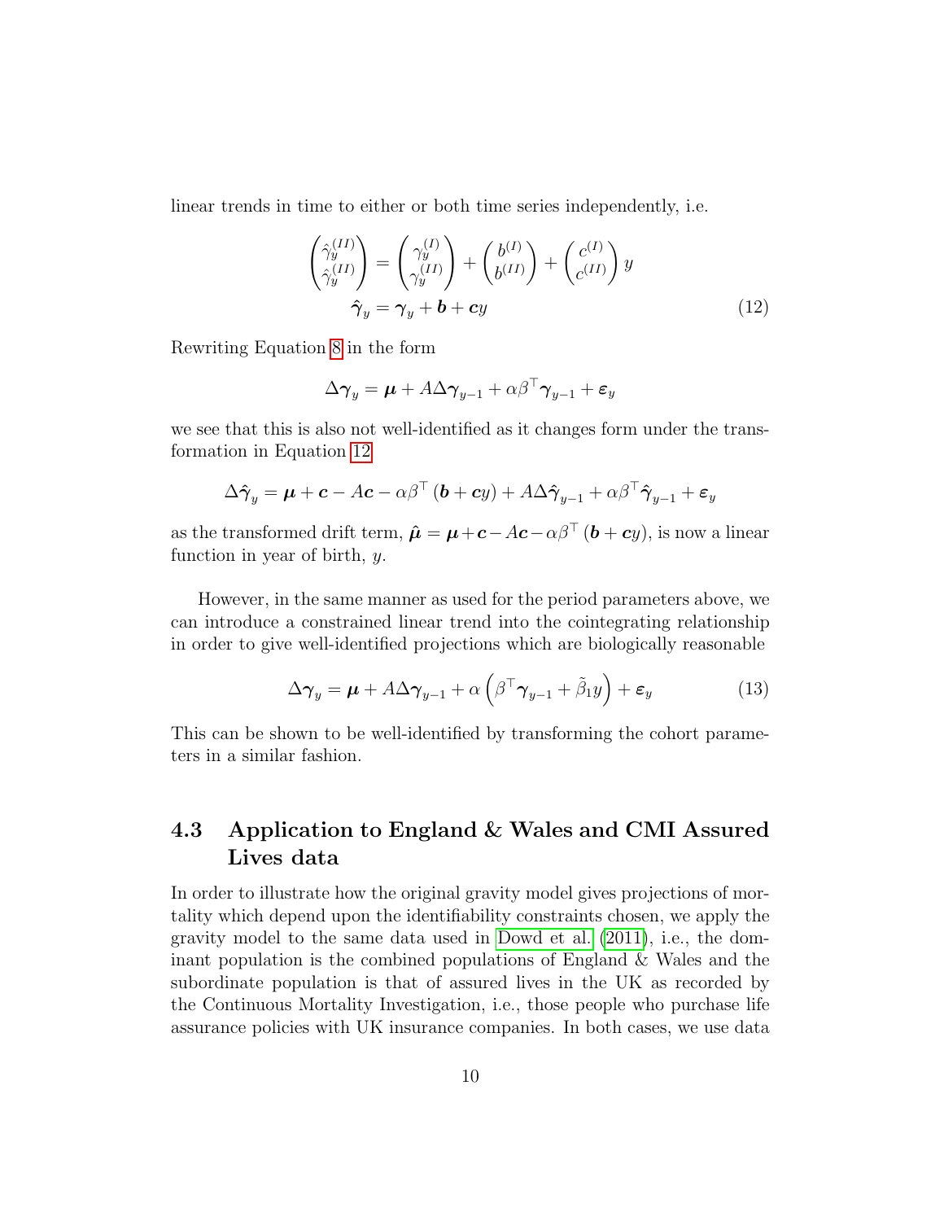linear trends in time to either or both time series independently, i.e.

$$\begin{pmatrix} \hat{\gamma}_y^{(II)} \\ \hat{\gamma}_y^{(II)} \end{pmatrix} = \begin{pmatrix} \gamma_y^{(I)} \\ \gamma_y^{(II)} \end{pmatrix} + \begin{pmatrix} b^{(I)} \\ b^{(II)} \end{pmatrix} + \begin{pmatrix} c^{(I)} \\ c^{(II)} \end{pmatrix} y$$

$$\hat{\boldsymbol{\gamma}}_y = \boldsymbol{\gamma}_y + \boldsymbol{b} + \boldsymbol{c}y \tag{12}$$

Rewriting Equation 8 in the form

$$\Delta\boldsymbol{\gamma}_y = \boldsymbol{\mu} + A\Delta\boldsymbol{\gamma}_{y-1} + \alpha\beta^\top\boldsymbol{\gamma}_{y-1} + \boldsymbol{\varepsilon}_y$$

we see that this is also not well-identified as it changes form under the transformation in Equation 12

$$\Delta\hat{\boldsymbol{\gamma}}_y = \boldsymbol{\mu} + \boldsymbol{c} - A\boldsymbol{c} - \alpha\beta^\top(\boldsymbol{b} + \boldsymbol{c}y) + A\Delta\hat{\boldsymbol{\gamma}}_{y-1} + \alpha\beta^\top\hat{\boldsymbol{\gamma}}_{y-1} + \boldsymbol{\varepsilon}_y$$

as the transformed drift term, $\hat{\boldsymbol{\mu}} = \boldsymbol{\mu} + \boldsymbol{c} - A\boldsymbol{c} - \alpha\beta^\top(\boldsymbol{b} + \boldsymbol{c}y)$, is now a linear function in year of birth, $y$.

However, in the same manner as used for the period parameters above, we can introduce a constrained linear trend into the cointegrating relationship in order to give well-identified projections which are biologically reasonable

$$\Delta\boldsymbol{\gamma}_y = \boldsymbol{\mu} + A\Delta\boldsymbol{\gamma}_{y-1} + \alpha\left(\beta^\top\boldsymbol{\gamma}_{y-1} + \tilde{\beta}_1 y\right) + \boldsymbol{\varepsilon}_y \tag{13}$$

This can be shown to be well-identified by transforming the cohort parameters in a similar fashion.

## 4.3 Application to England & Wales and CMI Assured Lives data

In order to illustrate how the original gravity model gives projections of mortality which depend upon the identifiability constraints chosen, we apply the gravity model to the same data used in Dowd et al. (2011), i.e., the dominant population is the combined populations of England & Wales and the subordinate population is that of assured lives in the UK as recorded by the Continuous Mortality Investigation, i.e., those people who purchase life assurance policies with UK insurance companies. In both cases, we use data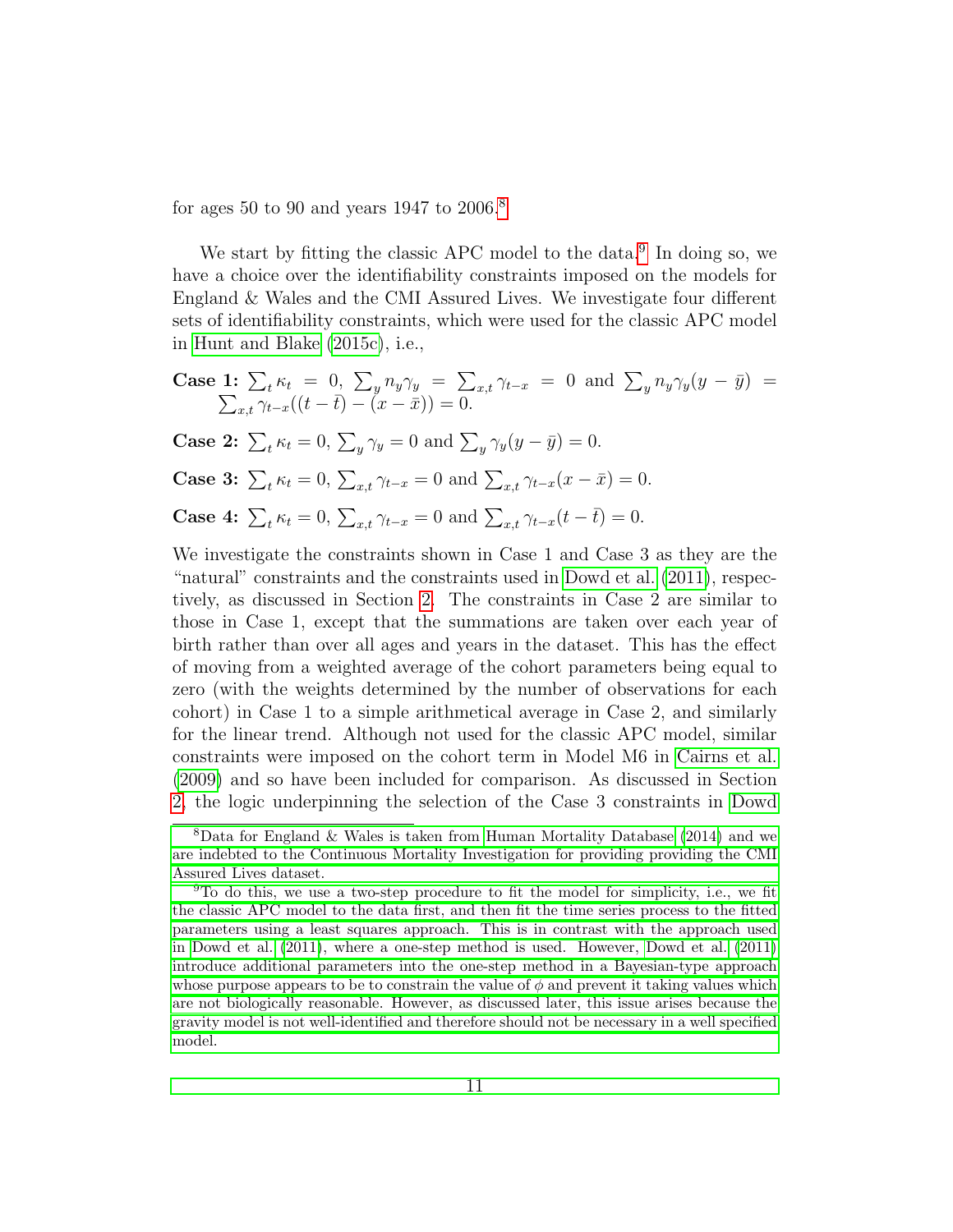for ages 50 to 90 and years 1947 to 2006.[8]

We start by fitting the classic APC model to the data.[9] In doing so, we have a choice over the identifiability constraints imposed on the models for England & Wales and the CMI Assured Lives. We investigate four different sets of identifiability constraints, which were used for the classic APC model in Hunt and Blake (2015c), i.e.,

**Case 1:** $\sum_t \kappa_t = 0$, $\sum_y n_y \gamma_y = \sum_{x,t} \gamma_{t-x} = 0$ and $\sum_y n_y \gamma_y (y - \bar{y}) = \sum_{x,t} \gamma_{t-x}((t-\bar{t}) - (x - \bar{x})) = 0$.

**Case 2:** $\sum_t \kappa_t = 0$, $\sum_y \gamma_y = 0$ and $\sum_y \gamma_y (y - \bar{y}) = 0$.

**Case 3:** $\sum_t \kappa_t = 0$, $\sum_{x,t} \gamma_{t-x} = 0$ and $\sum_{x,t} \gamma_{t-x}(x - \bar{x}) = 0$.

**Case 4:** $\sum_t \kappa_t = 0$, $\sum_{x,t} \gamma_{t-x} = 0$ and $\sum_{x,t} \gamma_{t-x}(t - \bar{t}) = 0$.

We investigate the constraints shown in Case 1 and Case 3 as they are the "natural" constraints and the constraints used in Dowd et al. (2011), respectively, as discussed in Section 2. The constraints in Case 2 are similar to those in Case 1, except that the summations are taken over each year of birth rather than over all ages and years in the dataset. This has the effect of moving from a weighted average of the cohort parameters being equal to zero (with the weights determined by the number of observations for each cohort) in Case 1 to a simple arithmetical average in Case 2, and similarly for the linear trend. Although not used for the classic APC model, similar constraints were imposed on the cohort term in Model M6 in Cairns et al. (2009) and so have been included for comparison. As discussed in Section 2, the logic underpinning the selection of the Case 3 constraints in Dowd

[8] Data for England & Wales is taken from Human Mortality Database (2014) and we are indebted to the Continuous Mortality Investigation for providing providing the CMI Assured Lives dataset.

[9] To do this, we use a two-step procedure to fit the model for simplicity, i.e., we fit the classic APC model to the data first, and then fit the time series process to the fitted parameters using a least squares approach. This is in contrast with the approach used in Dowd et al. (2011), where a one-step method is used. However, Dowd et al. (2011) introduce additional parameters into the one-step method in a Bayesian-type approach whose purpose appears to be to constrain the value of $\phi$ and prevent it taking values which are not biologically reasonable. However, as discussed later, this issue arises because the gravity model is not well-identified and therefore should not be necessary in a well specified model.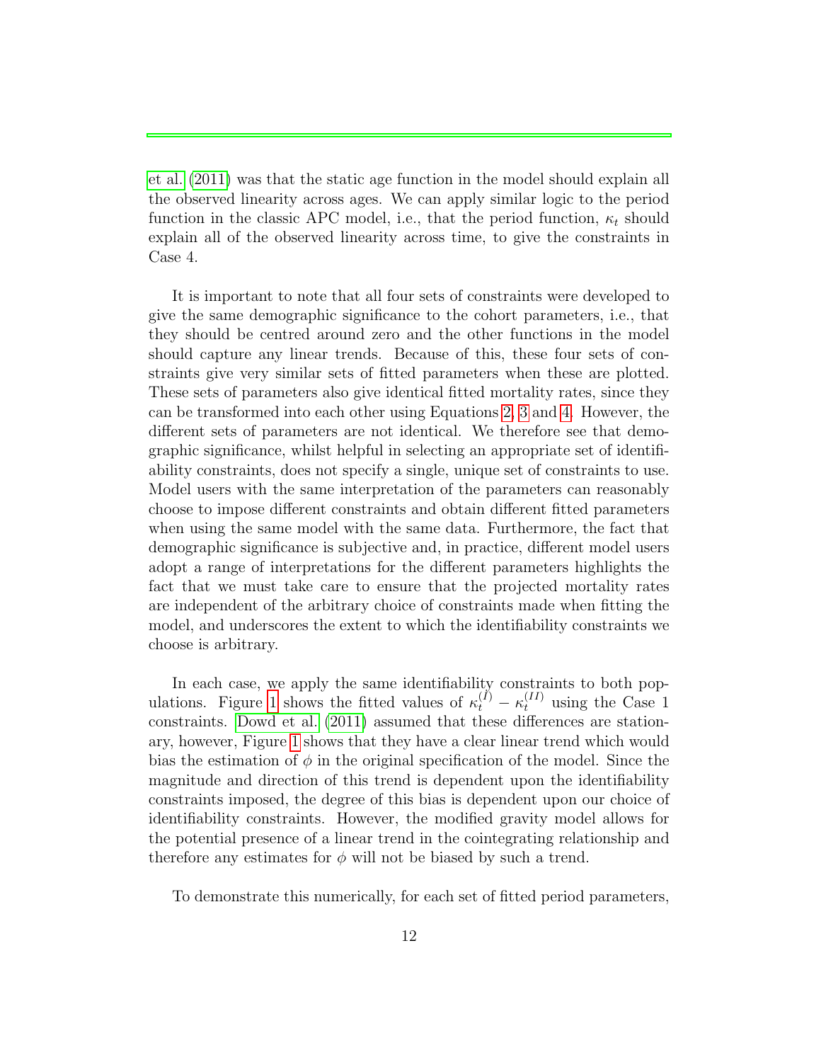et al. (2011) was that the static age function in the model should explain all the observed linearity across ages. We can apply similar logic to the period function in the classic APC model, i.e., that the period function, $\kappa_t$ should explain all of the observed linearity across time, to give the constraints in Case 4.

It is important to note that all four sets of constraints were developed to give the same demographic significance to the cohort parameters, i.e., that they should be centred around zero and the other functions in the model should capture any linear trends. Because of this, these four sets of constraints give very similar sets of fitted parameters when these are plotted. These sets of parameters also give identical fitted mortality rates, since they can be transformed into each other using Equations 2, 3 and 4. However, the different sets of parameters are not identical. We therefore see that demographic significance, whilst helpful in selecting an appropriate set of identifiability constraints, does not specify a single, unique set of constraints to use. Model users with the same interpretation of the parameters can reasonably choose to impose different constraints and obtain different fitted parameters when using the same model with the same data. Furthermore, the fact that demographic significance is subjective and, in practice, different model users adopt a range of interpretations for the different parameters highlights the fact that we must take care to ensure that the projected mortality rates are independent of the arbitrary choice of constraints made when fitting the model, and underscores the extent to which the identifiability constraints we choose is arbitrary.

In each case, we apply the same identifiability constraints to both populations. Figure 1 shows the fitted values of $\kappa_t^{(I)} - \kappa_t^{(II)}$ using the Case 1 constraints. Dowd et al. (2011) assumed that these differences are stationary, however, Figure 1 shows that they have a clear linear trend which would bias the estimation of $\phi$ in the original specification of the model. Since the magnitude and direction of this trend is dependent upon the identifiability constraints imposed, the degree of this bias is dependent upon our choice of identifiability constraints. However, the modified gravity model allows for the potential presence of a linear trend in the cointegrating relationship and therefore any estimates for $\phi$ will not be biased by such a trend.

To demonstrate this numerically, for each set of fitted period parameters,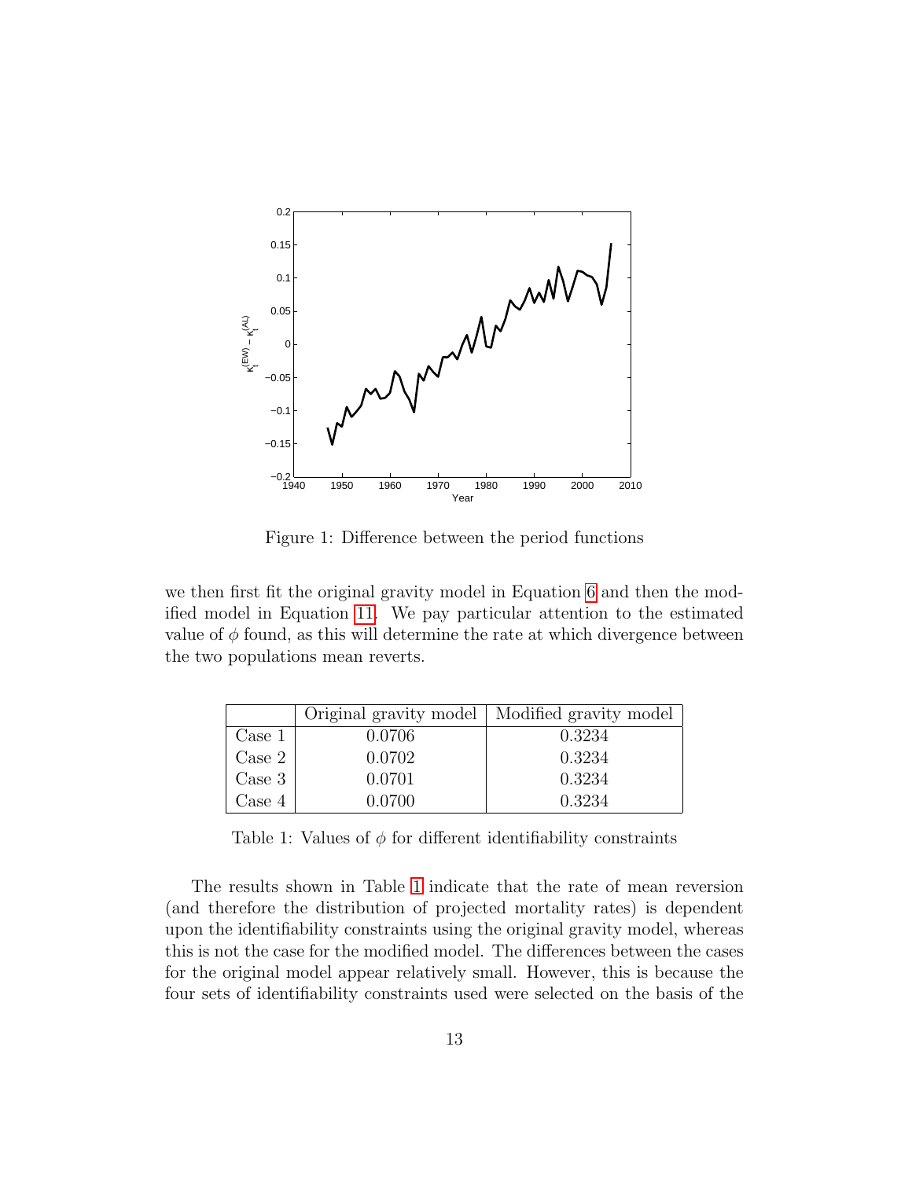Figure 1: Difference between the period functions

we then first fit the original gravity model in Equation 6 and then the modified model in Equation 11. We pay particular attention to the estimated value of $\phi$ found, as this will determine the rate at which divergence between the two populations mean reverts.

| | Original gravity model | Modified gravity model |
|---|---|---|
| Case 1 | 0.0706 | 0.3234 |
| Case 2 | 0.0702 | 0.3234 |
| Case 3 | 0.0701 | 0.3234 |
| Case 4 | 0.0700 | 0.3234 |

Table 1: Values of $\phi$ for different identifiability constraints

The results shown in Table 1 indicate that the rate of mean reversion (and therefore the distribution of projected mortality rates) is dependent upon the identifiability constraints using the original gravity model, whereas this is not the case for the modified model. The differences between the cases for the original model appear relatively small. However, this is because the four sets of identifiability constraints used were selected on the basis of the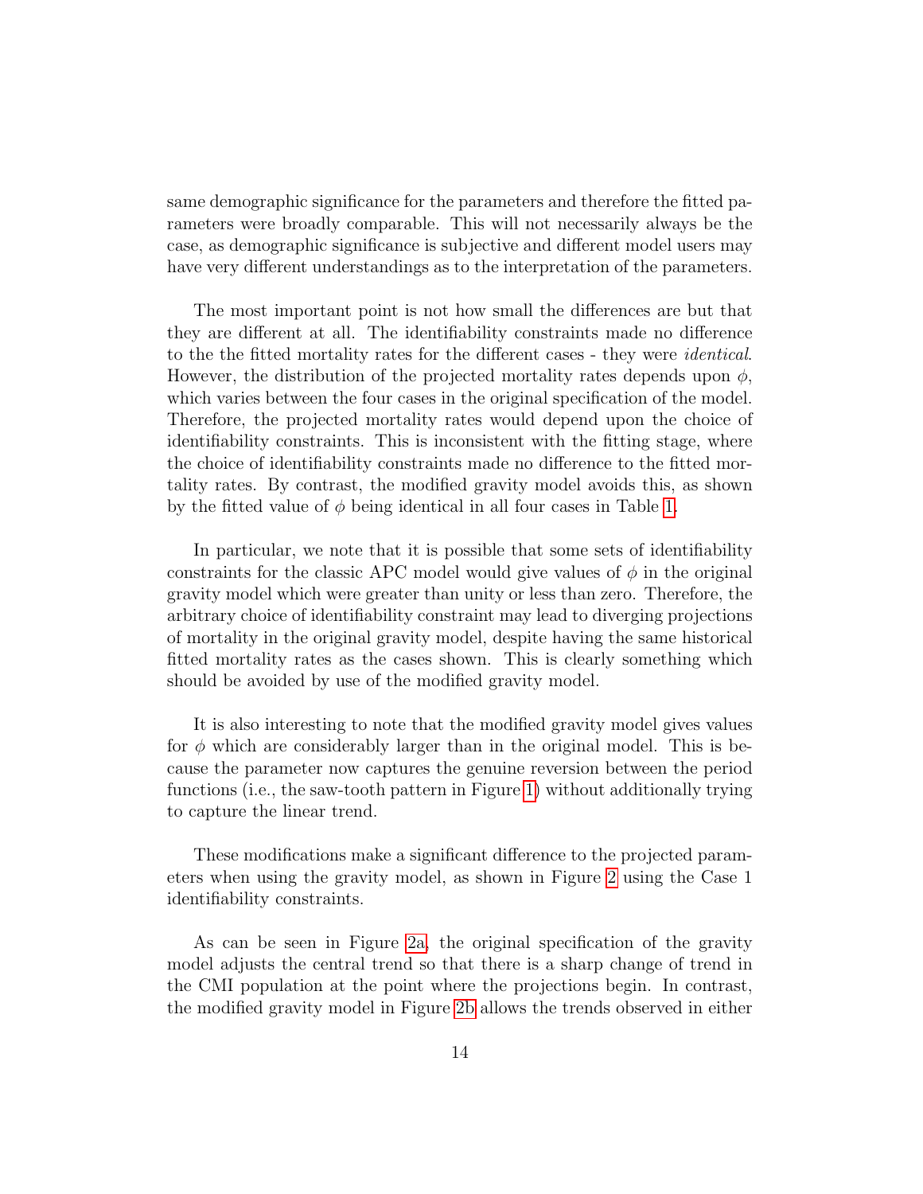same demographic significance for the parameters and therefore the fitted parameters were broadly comparable. This will not necessarily always be the case, as demographic significance is subjective and different model users may have very different understandings as to the interpretation of the parameters.

The most important point is not how small the differences are but that they are different at all. The identifiability constraints made no difference to the the fitted mortality rates for the different cases - they were *identical*. However, the distribution of the projected mortality rates depends upon $\phi$, which varies between the four cases in the original specification of the model. Therefore, the projected mortality rates would depend upon the choice of identifiability constraints. This is inconsistent with the fitting stage, where the choice of identifiability constraints made no difference to the fitted mortality rates. By contrast, the modified gravity model avoids this, as shown by the fitted value of $\phi$ being identical in all four cases in Table 1.

In particular, we note that it is possible that some sets of identifiability constraints for the classic APC model would give values of $\phi$ in the original gravity model which were greater than unity or less than zero. Therefore, the arbitrary choice of identifiability constraint may lead to diverging projections of mortality in the original gravity model, despite having the same historical fitted mortality rates as the cases shown. This is clearly something which should be avoided by use of the modified gravity model.

It is also interesting to note that the modified gravity model gives values for $\phi$ which are considerably larger than in the original model. This is because the parameter now captures the genuine reversion between the period functions (i.e., the saw-tooth pattern in Figure 1) without additionally trying to capture the linear trend.

These modifications make a significant difference to the projected parameters when using the gravity model, as shown in Figure 2 using the Case 1 identifiability constraints.

As can be seen in Figure 2a, the original specification of the gravity model adjusts the central trend so that there is a sharp change of trend in the CMI population at the point where the projections begin. In contrast, the modified gravity model in Figure 2b allows the trends observed in either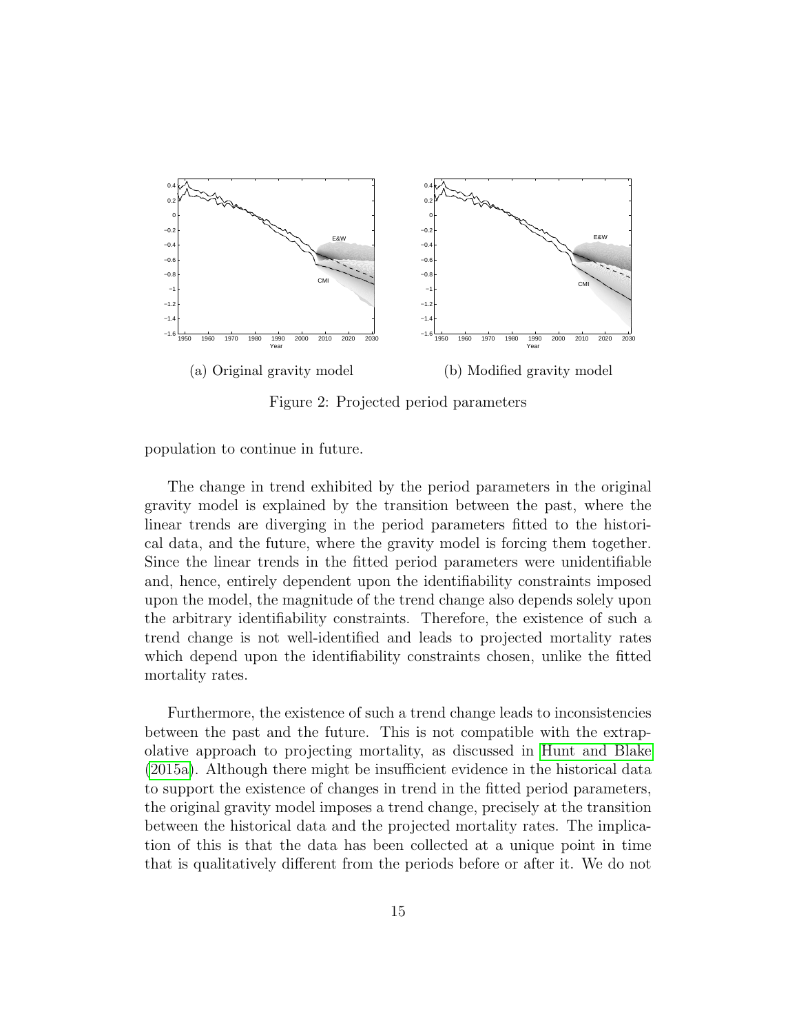(a) Original gravity model

(b) Modified gravity model

Figure 2: Projected period parameters

population to continue in future.

The change in trend exhibited by the period parameters in the original gravity model is explained by the transition between the past, where the linear trends are diverging in the period parameters fitted to the historical data, and the future, where the gravity model is forcing them together. Since the linear trends in the fitted period parameters were unidentifiable and, hence, entirely dependent upon the identifiability constraints imposed upon the model, the magnitude of the trend change also depends solely upon the arbitrary identifiability constraints. Therefore, the existence of such a trend change is not well-identified and leads to projected mortality rates which depend upon the identifiability constraints chosen, unlike the fitted mortality rates.

Furthermore, the existence of such a trend change leads to inconsistencies between the past and the future. This is not compatible with the extrapolative approach to projecting mortality, as discussed in Hunt and Blake (2015a). Although there might be insufficient evidence in the historical data to support the existence of changes in trend in the fitted period parameters, the original gravity model imposes a trend change, precisely at the transition between the historical data and the projected mortality rates. The implication of this is that the data has been collected at a unique point in time that is qualitatively different from the periods before or after it. We do not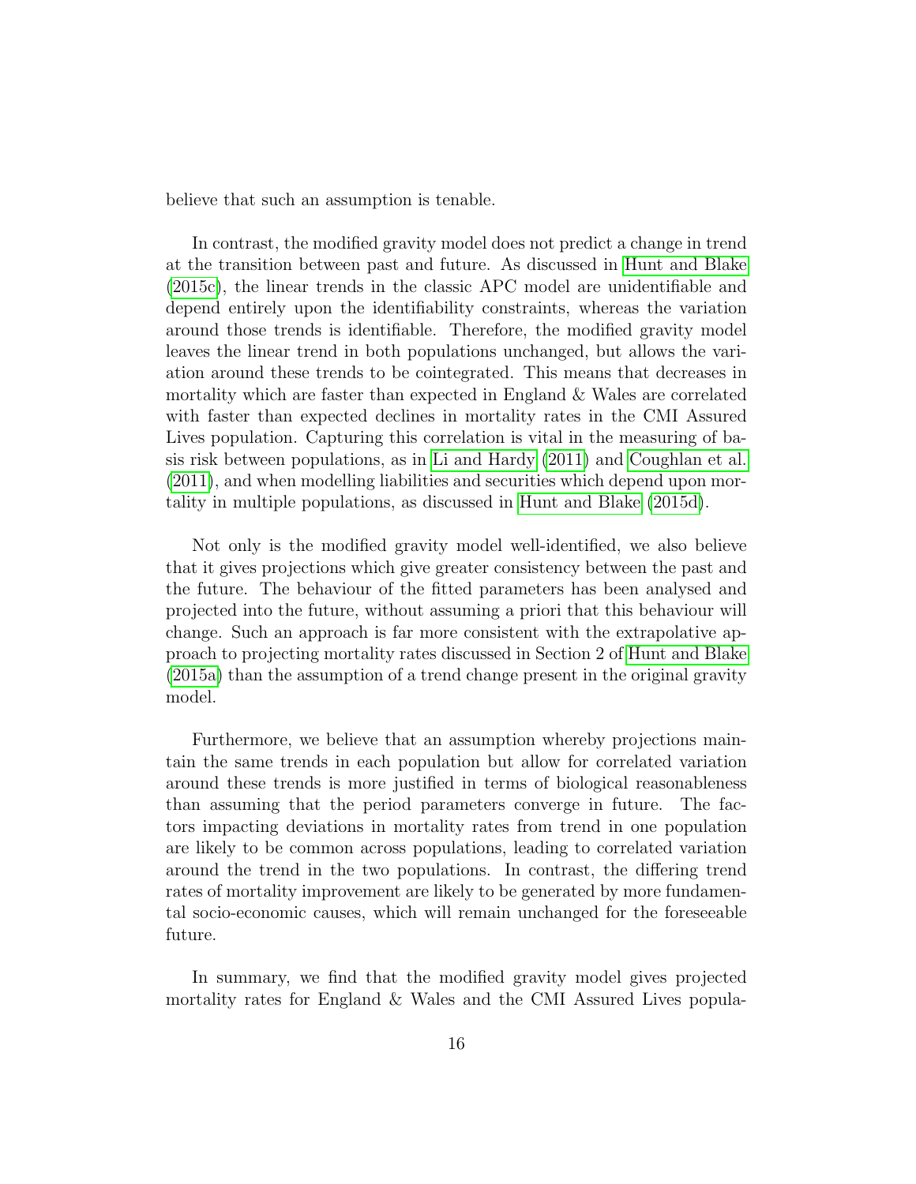believe that such an assumption is tenable.

In contrast, the modified gravity model does not predict a change in trend at the transition between past and future. As discussed in Hunt and Blake (2015c), the linear trends in the classic APC model are unidentifiable and depend entirely upon the identifiability constraints, whereas the variation around those trends is identifiable. Therefore, the modified gravity model leaves the linear trend in both populations unchanged, but allows the variation around these trends to be cointegrated. This means that decreases in mortality which are faster than expected in England & Wales are correlated with faster than expected declines in mortality rates in the CMI Assured Lives population. Capturing this correlation is vital in the measuring of basis risk between populations, as in Li and Hardy (2011) and Coughlan et al. (2011), and when modelling liabilities and securities which depend upon mortality in multiple populations, as discussed in Hunt and Blake (2015d).

Not only is the modified gravity model well-identified, we also believe that it gives projections which give greater consistency between the past and the future. The behaviour of the fitted parameters has been analysed and projected into the future, without assuming a priori that this behaviour will change. Such an approach is far more consistent with the extrapolative approach to projecting mortality rates discussed in Section 2 of Hunt and Blake (2015a) than the assumption of a trend change present in the original gravity model.

Furthermore, we believe that an assumption whereby projections maintain the same trends in each population but allow for correlated variation around these trends is more justified in terms of biological reasonableness than assuming that the period parameters converge in future. The factors impacting deviations in mortality rates from trend in one population are likely to be common across populations, leading to correlated variation around the trend in the two populations. In contrast, the differing trend rates of mortality improvement are likely to be generated by more fundamental socio-economic causes, which will remain unchanged for the foreseeable future.

In summary, we find that the modified gravity model gives projected mortality rates for England & Wales and the CMI Assured Lives popula-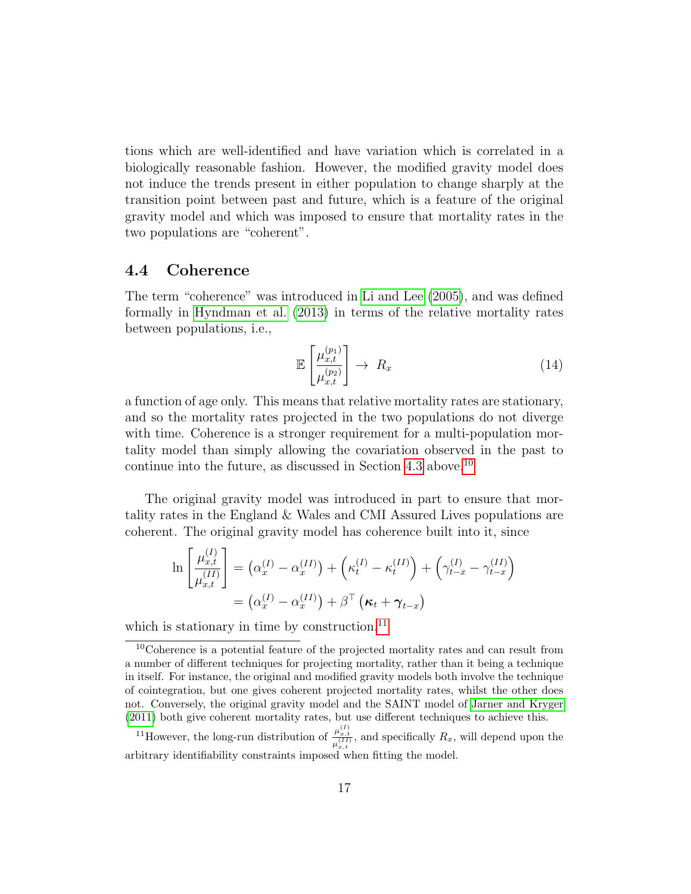tions which are well-identified and have variation which is correlated in a biologically reasonable fashion. However, the modified gravity model does not induce the trends present in either population to change sharply at the transition point between past and future, which is a feature of the original gravity model and which was imposed to ensure that mortality rates in the two populations are "coherent".

### 4.4 Coherence

The term "coherence" was introduced in Li and Lee (2005), and was defined formally in Hyndman et al. (2013) in terms of the relative mortality rates between populations, i.e.,

$$\mathbb{E}\left[\frac{\mu_{x,t}^{(p_1)}}{\mu_{x,t}^{(p_2)}}\right] \rightarrow R_x \tag{14}$$

a function of age only. This means that relative mortality rates are stationary, and so the mortality rates projected in the two populations do not diverge with time. Coherence is a stronger requirement for a multi-population mortality model than simply allowing the covariation observed in the past to continue into the future, as discussed in Section 4.3 above.[10]

The original gravity model was introduced in part to ensure that mortality rates in the England & Wales and CMI Assured Lives populations are coherent. The original gravity model has coherence built into it, since

$$\begin{aligned}
\ln\left[\frac{\mu_{x,t}^{(I)}}{\mu_{x,t}^{(II)}}\right] &= \left(\alpha_x^{(I)} - \alpha_x^{(II)}\right) + \left(\kappa_t^{(I)} - \kappa_t^{(II)}\right) + \left(\gamma_{t-x}^{(I)} - \gamma_{t-x}^{(II)}\right) \\
&= \left(\alpha_x^{(I)} - \alpha_x^{(II)}\right) + \beta^\top \left(\boldsymbol{\kappa}_t + \boldsymbol{\gamma}_{t-x}\right)
\end{aligned}$$

which is stationary in time by construction.[11]

---

[10] Coherence is a potential feature of the projected mortality rates and can result from a number of different techniques for projecting mortality, rather than it being a technique in itself. For instance, the original and modified gravity models both involve the technique of cointegration, but one gives coherent projected mortality rates, whilst the other does not. Conversely, the original gravity model and the SAINT model of Jarner and Kryger (2011) both give coherent mortality rates, but use different techniques to achieve this.

[11] However, the long-run distribution of $\frac{\mu_{x,t}^{(I)}}{\mu_{x,t}^{(II)}}$, and specifically $R_x$, will depend upon the arbitrary identifiability constraints imposed when fitting the model.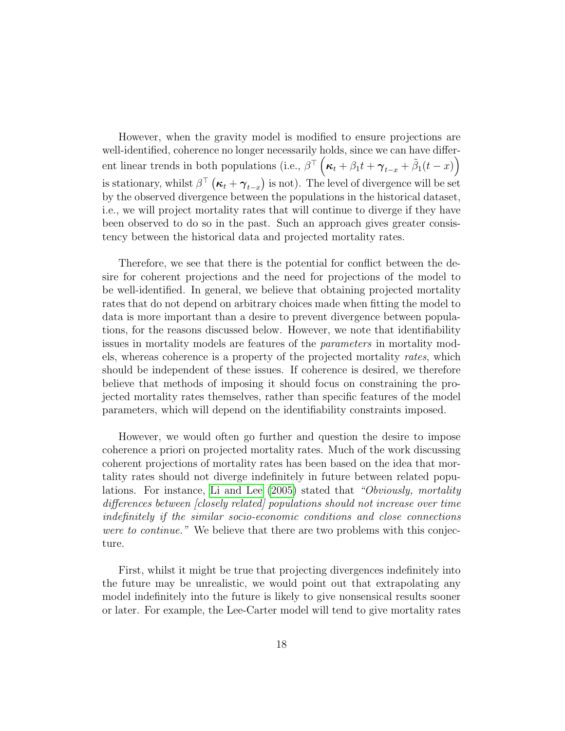However, when the gravity model is modified to ensure projections are well-identified, coherence no longer necessarily holds, since we can have different linear trends in both populations (i.e., $\beta^\top \left( \boldsymbol{\kappa}_t + \beta_1 t + \boldsymbol{\gamma}_{t-x} + \tilde{\beta}_1(t-x) \right)$ is stationary, whilst $\beta^\top \left( \boldsymbol{\kappa}_t + \boldsymbol{\gamma}_{t-x} \right)$ is not). The level of divergence will be set by the observed divergence between the populations in the historical dataset, i.e., we will project mortality rates that will continue to diverge if they have been observed to do so in the past. Such an approach gives greater consistency between the historical data and projected mortality rates.

Therefore, we see that there is the potential for conflict between the desire for coherent projections and the need for projections of the model to be well-identified. In general, we believe that obtaining projected mortality rates that do not depend on arbitrary choices made when fitting the model to data is more important than a desire to prevent divergence between populations, for the reasons discussed below. However, we note that identifiability issues in mortality models are features of the *parameters* in mortality models, whereas coherence is a property of the projected mortality *rates*, which should be independent of these issues. If coherence is desired, we therefore believe that methods of imposing it should focus on constraining the projected mortality rates themselves, rather than specific features of the model parameters, which will depend on the identifiability constraints imposed.

However, we would often go further and question the desire to impose coherence a priori on projected mortality rates. Much of the work discussing coherent projections of mortality rates has been based on the idea that mortality rates should not diverge indefinitely in future between related populations. For instance, Li and Lee (2005) stated that *"Obviously, mortality differences between [closely related] populations should not increase over time indefinitely if the similar socio-economic conditions and close connections were to continue."* We believe that there are two problems with this conjecture.

First, whilst it might be true that projecting divergences indefinitely into the future may be unrealistic, we would point out that extrapolating any model indefinitely into the future is likely to give nonsensical results sooner or later. For example, the Lee-Carter model will tend to give mortality rates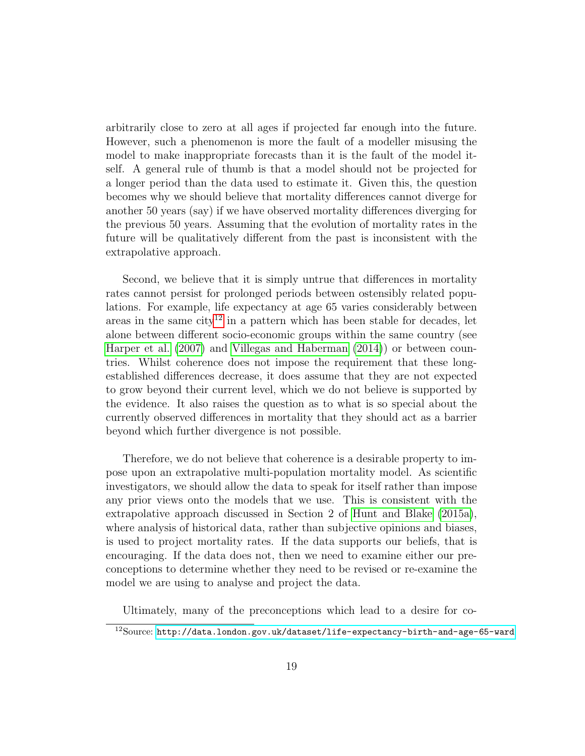arbitrarily close to zero at all ages if projected far enough into the future. However, such a phenomenon is more the fault of a modeller misusing the model to make inappropriate forecasts than it is the fault of the model itself. A general rule of thumb is that a model should not be projected for a longer period than the data used to estimate it. Given this, the question becomes why we should believe that mortality differences cannot diverge for another 50 years (say) if we have observed mortality differences diverging for the previous 50 years. Assuming that the evolution of mortality rates in the future will be qualitatively different from the past is inconsistent with the extrapolative approach.

Second, we believe that it is simply untrue that differences in mortality rates cannot persist for prolonged periods between ostensibly related populations. For example, life expectancy at age 65 varies considerably between areas in the same city[12] in a pattern which has been stable for decades, let alone between different socio-economic groups within the same country (see Harper et al. (2007) and Villegas and Haberman (2014)) or between countries. Whilst coherence does not impose the requirement that these long-established differences decrease, it does assume that they are not expected to grow beyond their current level, which we do not believe is supported by the evidence. It also raises the question as to what is so special about the currently observed differences in mortality that they should act as a barrier beyond which further divergence is not possible.

Therefore, we do not believe that coherence is a desirable property to impose upon an extrapolative multi-population mortality model. As scientific investigators, we should allow the data to speak for itself rather than impose any prior views onto the models that we use. This is consistent with the extrapolative approach discussed in Section 2 of Hunt and Blake (2015a), where analysis of historical data, rather than subjective opinions and biases, is used to project mortality rates. If the data supports our beliefs, that is encouraging. If the data does not, then we need to examine either our preconceptions to determine whether they need to be revised or re-examine the model we are using to analyse and project the data.

Ultimately, many of the preconceptions which lead to a desire for co-

[12] Source: `http://data.london.gov.uk/dataset/life-expectancy-birth-and-age-65-ward`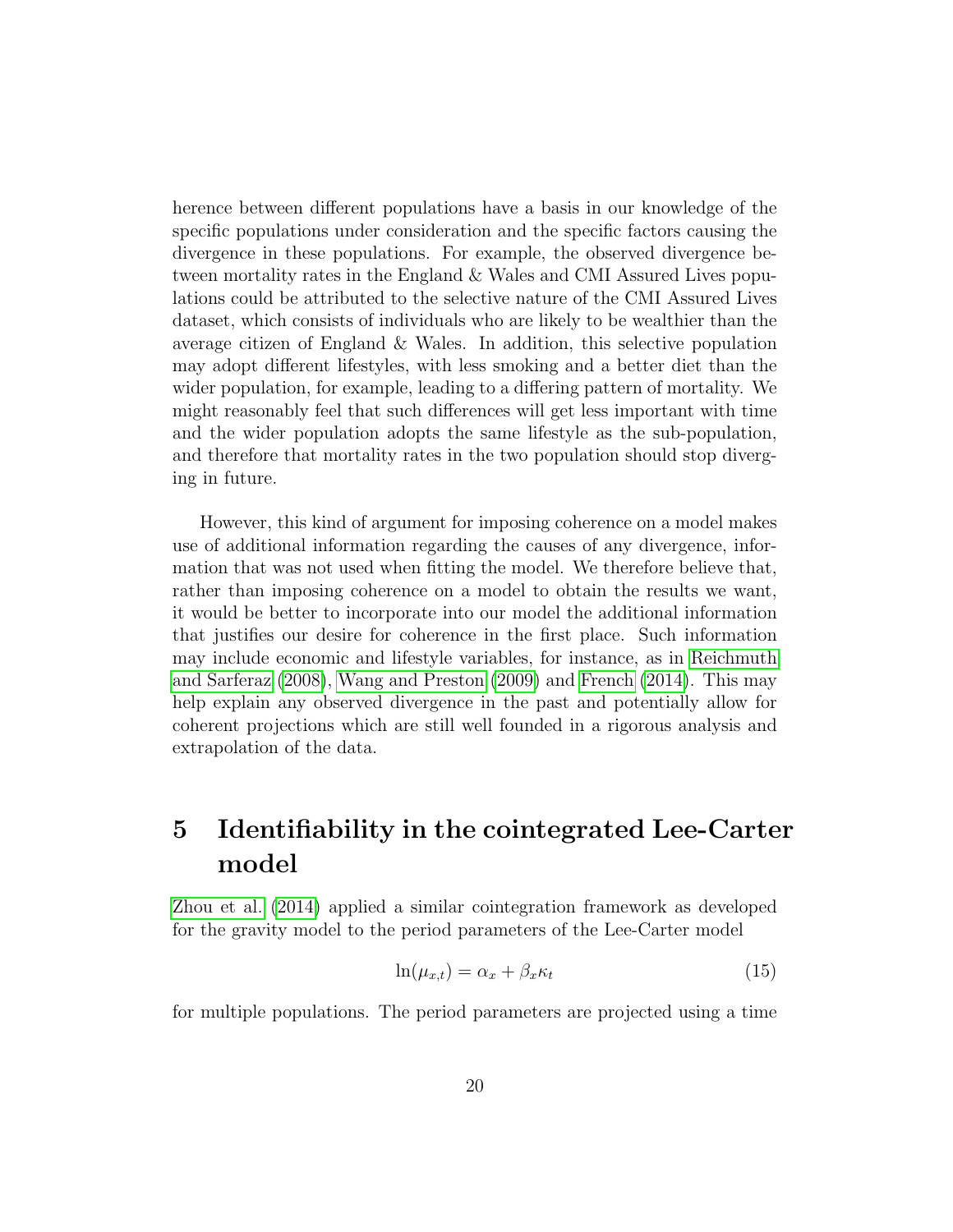herence between different populations have a basis in our knowledge of the specific populations under consideration and the specific factors causing the divergence in these populations. For example, the observed divergence between mortality rates in the England & Wales and CMI Assured Lives populations could be attributed to the selective nature of the CMI Assured Lives dataset, which consists of individuals who are likely to be wealthier than the average citizen of England & Wales. In addition, this selective population may adopt different lifestyles, with less smoking and a better diet than the wider population, for example, leading to a differing pattern of mortality. We might reasonably feel that such differences will get less important with time and the wider population adopts the same lifestyle as the sub-population, and therefore that mortality rates in the two population should stop diverging in future.

However, this kind of argument for imposing coherence on a model makes use of additional information regarding the causes of any divergence, information that was not used when fitting the model. We therefore believe that, rather than imposing coherence on a model to obtain the results we want, it would be better to incorporate into our model the additional information that justifies our desire for coherence in the first place. Such information may include economic and lifestyle variables, for instance, as in Reichmuth and Sarferaz (2008), Wang and Preston (2009) and French (2014). This may help explain any observed divergence in the past and potentially allow for coherent projections which are still well founded in a rigorous analysis and extrapolation of the data.

# 5 Identifiability in the cointegrated Lee-Carter model

Zhou et al. (2014) applied a similar cointegration framework as developed for the gravity model to the period parameters of the Lee-Carter model

$$\ln(\mu_{x,t}) = \alpha_x + \beta_x \kappa_t \tag{15}$$

for multiple populations. The period parameters are projected using a time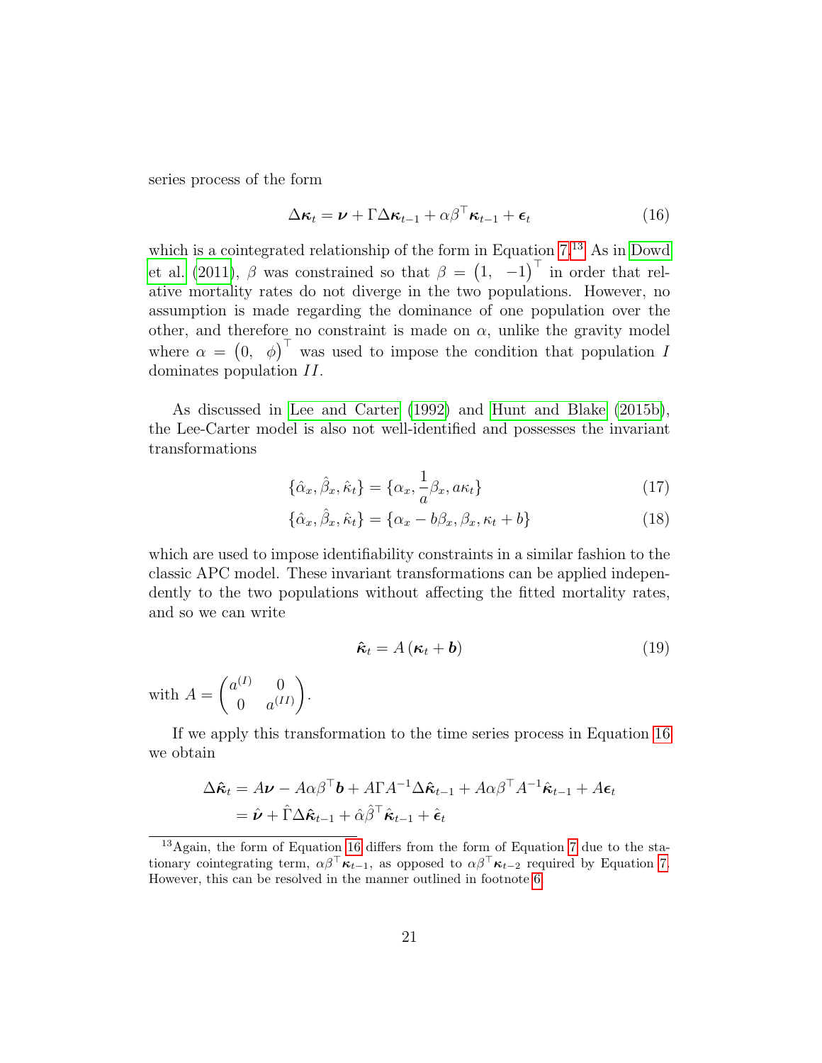series process of the form

$$\Delta \boldsymbol{\kappa}_t = \boldsymbol{\nu} + \Gamma \Delta \boldsymbol{\kappa}_{t-1} + \alpha \beta^\top \boldsymbol{\kappa}_{t-1} + \boldsymbol{\epsilon}_t \tag{16}$$

which is a cointegrated relationship of the form in Equation 7.[13] As in Dowd et al. (2011), $\beta$ was constrained so that $\beta = \begin{pmatrix} 1, & -1 \end{pmatrix}^\top$ in order that relative mortality rates do not diverge in the two populations. However, no assumption is made regarding the dominance of one population over the other, and therefore no constraint is made on $\alpha$, unlike the gravity model where $\alpha = \begin{pmatrix} 0, & \phi \end{pmatrix}^\top$ was used to impose the condition that population $I$ dominates population $II$.

As discussed in Lee and Carter (1992) and Hunt and Blake (2015b), the Lee-Carter model is also not well-identified and possesses the invariant transformations

$$\{\hat{\alpha}_x, \hat{\beta}_x, \hat{\kappa}_t\} = \{\alpha_x, \frac{1}{a}\beta_x, a\kappa_t\} \tag{17}$$

$$\{\hat{\alpha}_x, \hat{\beta}_x, \hat{\kappa}_t\} = \{\alpha_x - b\beta_x, \beta_x, \kappa_t + b\} \tag{18}$$

which are used to impose identifiability constraints in a similar fashion to the classic APC model. These invariant transformations can be applied independently to the two populations without affecting the fitted mortality rates, and so we can write

$$\hat{\boldsymbol{\kappa}}_t = A\left(\boldsymbol{\kappa}_t + \boldsymbol{b}\right) \tag{19}$$

with $A = \begin{pmatrix} a^{(I)} & 0 \\ 0 & a^{(II)} \end{pmatrix}$.

If we apply this transformation to the time series process in Equation 16 we obtain

$$\begin{aligned}
\Delta \hat{\boldsymbol{\kappa}}_t &= A\boldsymbol{\nu} - A\alpha\beta^\top \boldsymbol{b} + A\Gamma A^{-1} \Delta \hat{\boldsymbol{\kappa}}_{t-1} + A\alpha\beta^\top A^{-1} \hat{\boldsymbol{\kappa}}_{t-1} + A\boldsymbol{\epsilon}_t \\
&= \hat{\boldsymbol{\nu}} + \hat{\Gamma} \Delta \hat{\boldsymbol{\kappa}}_{t-1} + \hat{\alpha}\hat{\beta}^\top \hat{\boldsymbol{\kappa}}_{t-1} + \hat{\boldsymbol{\epsilon}}_t
\end{aligned}$$

[13] Again, the form of Equation 16 differs from the form of Equation 7 due to the stationary cointegrating term, $\alpha\beta^\top \boldsymbol{\kappa}_{t-1}$, as opposed to $\alpha\beta^\top \boldsymbol{\kappa}_{t-2}$ required by Equation 7. However, this can be resolved in the manner outlined in footnote 6.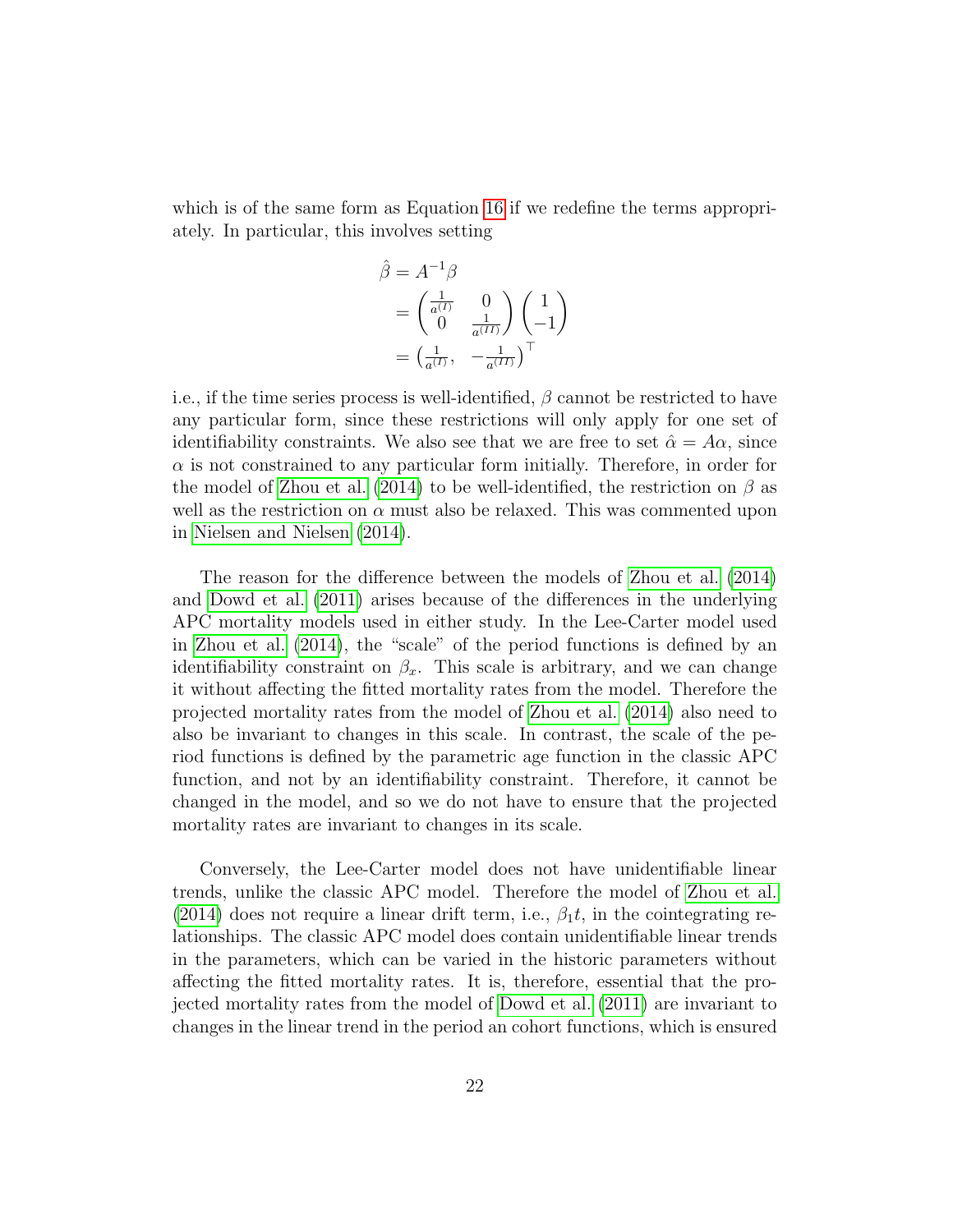which is of the same form as Equation 16 if we redefine the terms appropriately. In particular, this involves setting

$$
\begin{aligned}
\hat{\beta} &= A^{-1}\beta \\
&= \begin{pmatrix} \frac{1}{a^{(I)}} & 0 \\ 0 & \frac{1}{a^{(II)}} \end{pmatrix} \begin{pmatrix} 1 \\ -1 \end{pmatrix} \\
&= \left( \frac{1}{a^{(I)}}, \quad -\frac{1}{a^{(II)}} \right)^{\top}
\end{aligned}
$$

i.e., if the time series process is well-identified, $\beta$ cannot be restricted to have any particular form, since these restrictions will only apply for one set of identifiability constraints. We also see that we are free to set $\hat{\alpha} = A\alpha$, since $\alpha$ is not constrained to any particular form initially. Therefore, in order for the model of Zhou et al. (2014) to be well-identified, the restriction on $\beta$ as well as the restriction on $\alpha$ must also be relaxed. This was commented upon in Nielsen and Nielsen (2014).

The reason for the difference between the models of Zhou et al. (2014) and Dowd et al. (2011) arises because of the differences in the underlying APC mortality models used in either study. In the Lee-Carter model used in Zhou et al. (2014), the "scale" of the period functions is defined by an identifiability constraint on $\beta_x$. This scale is arbitrary, and we can change it without affecting the fitted mortality rates from the model. Therefore the projected mortality rates from the model of Zhou et al. (2014) also need to also be invariant to changes in this scale. In contrast, the scale of the period functions is defined by the parametric age function in the classic APC function, and not by an identifiability constraint. Therefore, it cannot be changed in the model, and so we do not have to ensure that the projected mortality rates are invariant to changes in its scale.

Conversely, the Lee-Carter model does not have unidentifiable linear trends, unlike the classic APC model. Therefore the model of Zhou et al. (2014) does not require a linear drift term, i.e., $\beta_1 t$, in the cointegrating relationships. The classic APC model does contain unidentifiable linear trends in the parameters, which can be varied in the historic parameters without affecting the fitted mortality rates. It is, therefore, essential that the projected mortality rates from the model of Dowd et al. (2011) are invariant to changes in the linear trend in the period an cohort functions, which is ensured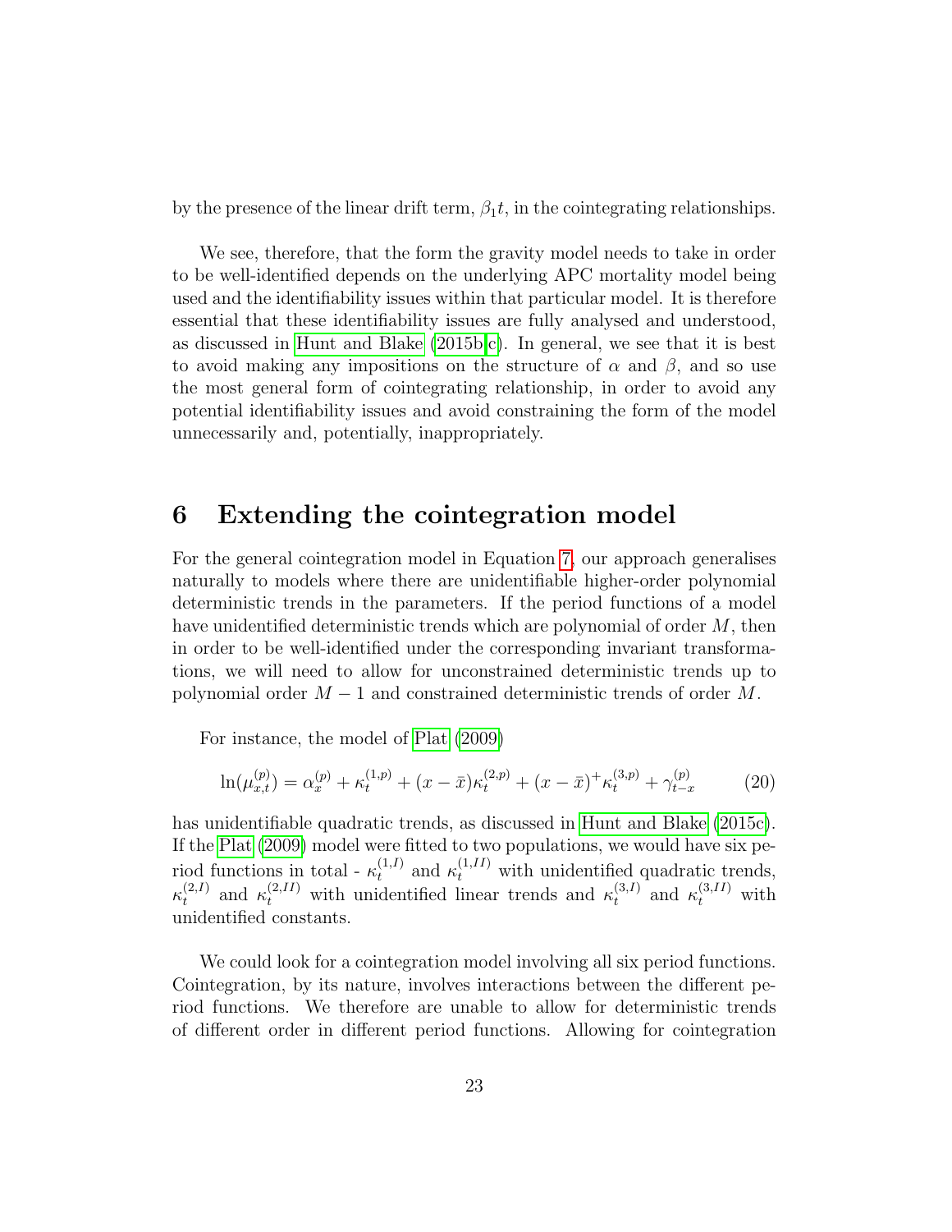by the presence of the linear drift term, $\beta_1 t$, in the cointegrating relationships.

We see, therefore, that the form the gravity model needs to take in order to be well-identified depends on the underlying APC mortality model being used and the identifiability issues within that particular model. It is therefore essential that these identifiability issues are fully analysed and understood, as discussed in Hunt and Blake (2015b,c). In general, we see that it is best to avoid making any impositions on the structure of $\alpha$ and $\beta$, and so use the most general form of cointegrating relationship, in order to avoid any potential identifiability issues and avoid constraining the form of the model unnecessarily and, potentially, inappropriately.

# 6 Extending the cointegration model

For the general cointegration model in Equation 7, our approach generalises naturally to models where there are unidentifiable higher-order polynomial deterministic trends in the parameters. If the period functions of a model have unidentified deterministic trends which are polynomial of order $M$, then in order to be well-identified under the corresponding invariant transformations, we will need to allow for unconstrained deterministic trends up to polynomial order $M-1$ and constrained deterministic trends of order $M$.

For instance, the model of Plat (2009)

$$\ln(\mu_{x,t}^{(p)}) = \alpha_x^{(p)} + \kappa_t^{(1,p)} + (x-\bar{x})\kappa_t^{(2,p)} + (x-\bar{x})^+\kappa_t^{(3,p)} + \gamma_{t-x}^{(p)} \tag{20}$$

has unidentifiable quadratic trends, as discussed in Hunt and Blake (2015c). If the Plat (2009) model were fitted to two populations, we would have six period functions in total - $\kappa_t^{(1,I)}$ and $\kappa_t^{(1,II)}$ with unidentified quadratic trends, $\kappa_t^{(2,I)}$ and $\kappa_t^{(2,II)}$ with unidentified linear trends and $\kappa_t^{(3,I)}$ and $\kappa_t^{(3,II)}$ with unidentified constants.

We could look for a cointegration model involving all six period functions. Cointegration, by its nature, involves interactions between the different period functions. We therefore are unable to allow for deterministic trends of different order in different period functions. Allowing for cointegration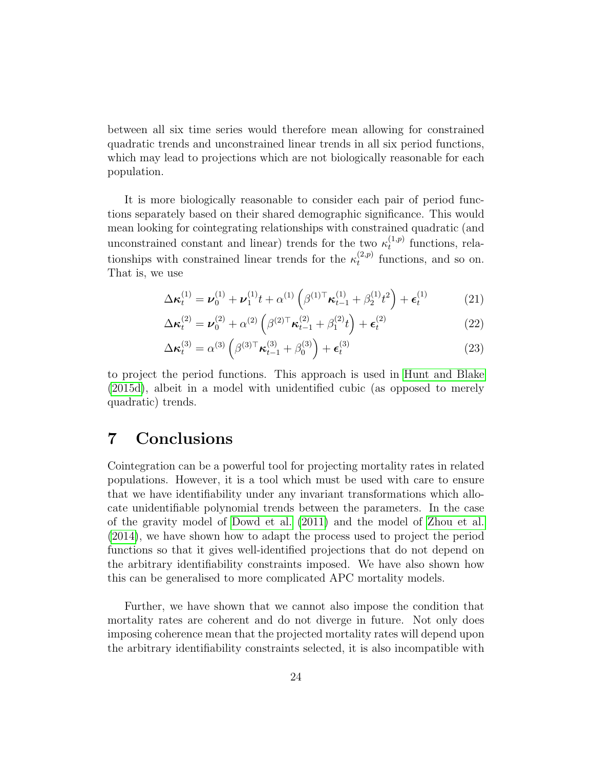between all six time series would therefore mean allowing for constrained quadratic trends and unconstrained linear trends in all six period functions, which may lead to projections which are not biologically reasonable for each population.

It is more biologically reasonable to consider each pair of period functions separately based on their shared demographic significance. This would mean looking for cointegrating relationships with constrained quadratic (and unconstrained constant and linear) trends for the two $\kappa_t^{(1,p)}$ functions, relationships with constrained linear trends for the $\kappa_t^{(2,p)}$ functions, and so on. That is, we use

$$\Delta \boldsymbol{\kappa}_t^{(1)} = \boldsymbol{\nu}_0^{(1)} + \boldsymbol{\nu}_1^{(1)} t + \alpha^{(1)} \left( \beta^{(1)\top} \boldsymbol{\kappa}_{t-1}^{(1)} + \beta_2^{(1)} t^2 \right) + \boldsymbol{\epsilon}_t^{(1)} \tag{21}$$

$$\Delta \boldsymbol{\kappa}_t^{(2)} = \boldsymbol{\nu}_0^{(2)} + \alpha^{(2)} \left( \beta^{(2)\top} \boldsymbol{\kappa}_{t-1}^{(2)} + \beta_1^{(2)} t \right) + \boldsymbol{\epsilon}_t^{(2)} \tag{22}$$

$$\Delta \boldsymbol{\kappa}_t^{(3)} = \alpha^{(3)} \left( \beta^{(3)\top} \boldsymbol{\kappa}_{t-1}^{(3)} + \beta_0^{(3)} \right) + \boldsymbol{\epsilon}_t^{(3)} \tag{23}$$

to project the period functions. This approach is used in Hunt and Blake (2015d), albeit in a model with unidentified cubic (as opposed to merely quadratic) trends.

# 7 Conclusions

Cointegration can be a powerful tool for projecting mortality rates in related populations. However, it is a tool which must be used with care to ensure that we have identifiability under any invariant transformations which allocate unidentifiable polynomial trends between the parameters. In the case of the gravity model of Dowd et al. (2011) and the model of Zhou et al. (2014), we have shown how to adapt the process used to project the period functions so that it gives well-identified projections that do not depend on the arbitrary identifiability constraints imposed. We have also shown how this can be generalised to more complicated APC mortality models.

Further, we have shown that we cannot also impose the condition that mortality rates are coherent and do not diverge in future. Not only does imposing coherence mean that the projected mortality rates will depend upon the arbitrary identifiability constraints selected, it is also incompatible with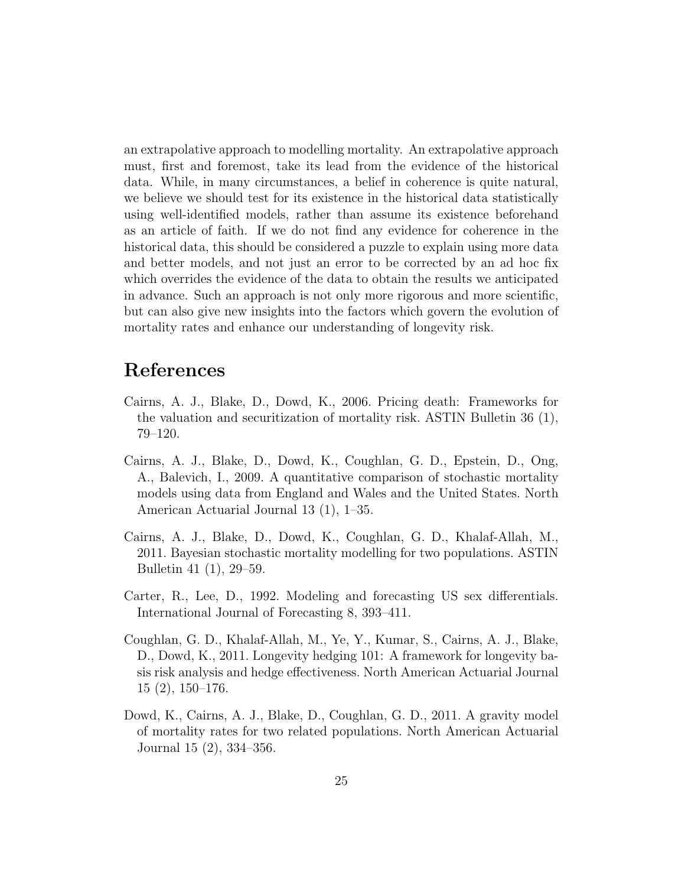an extrapolative approach to modelling mortality. An extrapolative approach must, first and foremost, take its lead from the evidence of the historical data. While, in many circumstances, a belief in coherence is quite natural, we believe we should test for its existence in the historical data statistically using well-identified models, rather than assume its existence beforehand as an article of faith. If we do not find any evidence for coherence in the historical data, this should be considered a puzzle to explain using more data and better models, and not just an error to be corrected by an ad hoc fix which overrides the evidence of the data to obtain the results we anticipated in advance. Such an approach is not only more rigorous and more scientific, but can also give new insights into the factors which govern the evolution of mortality rates and enhance our understanding of longevity risk.

# References

Cairns, A. J., Blake, D., Dowd, K., 2006. Pricing death: Frameworks for the valuation and securitization of mortality risk. ASTIN Bulletin 36 (1), 79–120.

Cairns, A. J., Blake, D., Dowd, K., Coughlan, G. D., Epstein, D., Ong, A., Balevich, I., 2009. A quantitative comparison of stochastic mortality models using data from England and Wales and the United States. North American Actuarial Journal 13 (1), 1–35.

Cairns, A. J., Blake, D., Dowd, K., Coughlan, G. D., Khalaf-Allah, M., 2011. Bayesian stochastic mortality modelling for two populations. ASTIN Bulletin 41 (1), 29–59.

Carter, R., Lee, D., 1992. Modeling and forecasting US sex differentials. International Journal of Forecasting 8, 393–411.

Coughlan, G. D., Khalaf-Allah, M., Ye, Y., Kumar, S., Cairns, A. J., Blake, D., Dowd, K., 2011. Longevity hedging 101: A framework for longevity basis risk analysis and hedge effectiveness. North American Actuarial Journal 15 (2), 150–176.

Dowd, K., Cairns, A. J., Blake, D., Coughlan, G. D., 2011. A gravity model of mortality rates for two related populations. North American Actuarial Journal 15 (2), 334–356.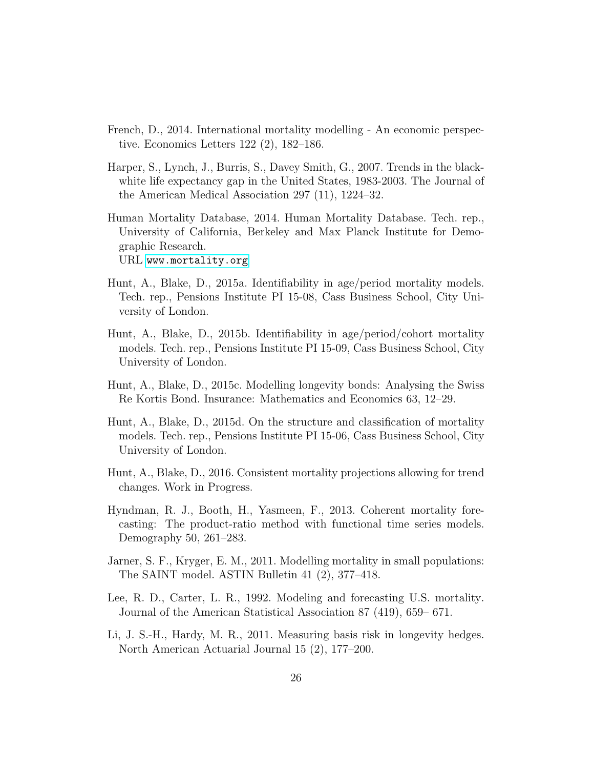French, D., 2014. International mortality modelling - An economic perspective. Economics Letters 122 (2), 182–186.

Harper, S., Lynch, J., Burris, S., Davey Smith, G., 2007. Trends in the black-white life expectancy gap in the United States, 1983-2003. The Journal of the American Medical Association 297 (11), 1224–32.

Human Mortality Database, 2014. Human Mortality Database. Tech. rep., University of California, Berkeley and Max Planck Institute for Demographic Research.
URL www.mortality.org

Hunt, A., Blake, D., 2015a. Identifiability in age/period mortality models. Tech. rep., Pensions Institute PI 15-08, Cass Business School, City University of London.

Hunt, A., Blake, D., 2015b. Identifiability in age/period/cohort mortality models. Tech. rep., Pensions Institute PI 15-09, Cass Business School, City University of London.

Hunt, A., Blake, D., 2015c. Modelling longevity bonds: Analysing the Swiss Re Kortis Bond. Insurance: Mathematics and Economics 63, 12–29.

Hunt, A., Blake, D., 2015d. On the structure and classification of mortality models. Tech. rep., Pensions Institute PI 15-06, Cass Business School, City University of London.

Hunt, A., Blake, D., 2016. Consistent mortality projections allowing for trend changes. Work in Progress.

Hyndman, R. J., Booth, H., Yasmeen, F., 2013. Coherent mortality forecasting: The product-ratio method with functional time series models. Demography 50, 261–283.

Jarner, S. F., Kryger, E. M., 2011. Modelling mortality in small populations: The SAINT model. ASTIN Bulletin 41 (2), 377–418.

Lee, R. D., Carter, L. R., 1992. Modeling and forecasting U.S. mortality. Journal of the American Statistical Association 87 (419), 659– 671.

Li, J. S.-H., Hardy, M. R., 2011. Measuring basis risk in longevity hedges. North American Actuarial Journal 15 (2), 177–200.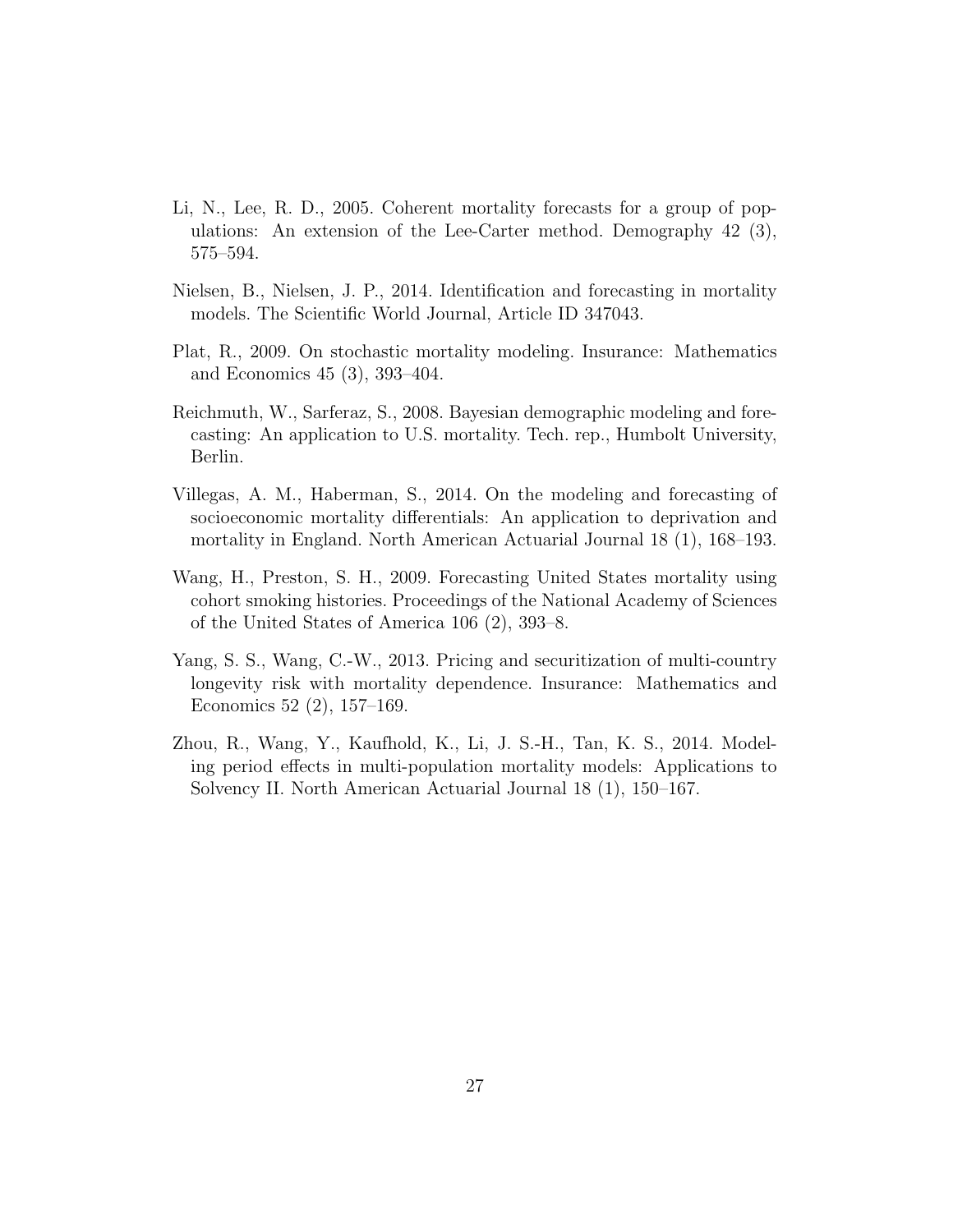Li, N., Lee, R. D., 2005. Coherent mortality forecasts for a group of populations: An extension of the Lee-Carter method. Demography 42 (3), 575–594.

Nielsen, B., Nielsen, J. P., 2014. Identification and forecasting in mortality models. The Scientific World Journal, Article ID 347043.

Plat, R., 2009. On stochastic mortality modeling. Insurance: Mathematics and Economics 45 (3), 393–404.

Reichmuth, W., Sarferaz, S., 2008. Bayesian demographic modeling and forecasting: An application to U.S. mortality. Tech. rep., Humbolt University, Berlin.

Villegas, A. M., Haberman, S., 2014. On the modeling and forecasting of socioeconomic mortality differentials: An application to deprivation and mortality in England. North American Actuarial Journal 18 (1), 168–193.

Wang, H., Preston, S. H., 2009. Forecasting United States mortality using cohort smoking histories. Proceedings of the National Academy of Sciences of the United States of America 106 (2), 393–8.

Yang, S. S., Wang, C.-W., 2013. Pricing and securitization of multi-country longevity risk with mortality dependence. Insurance: Mathematics and Economics 52 (2), 157–169.

Zhou, R., Wang, Y., Kaufhold, K., Li, J. S.-H., Tan, K. S., 2014. Modeling period effects in multi-population mortality models: Applications to Solvency II. North American Actuarial Journal 18 (1), 150–167.